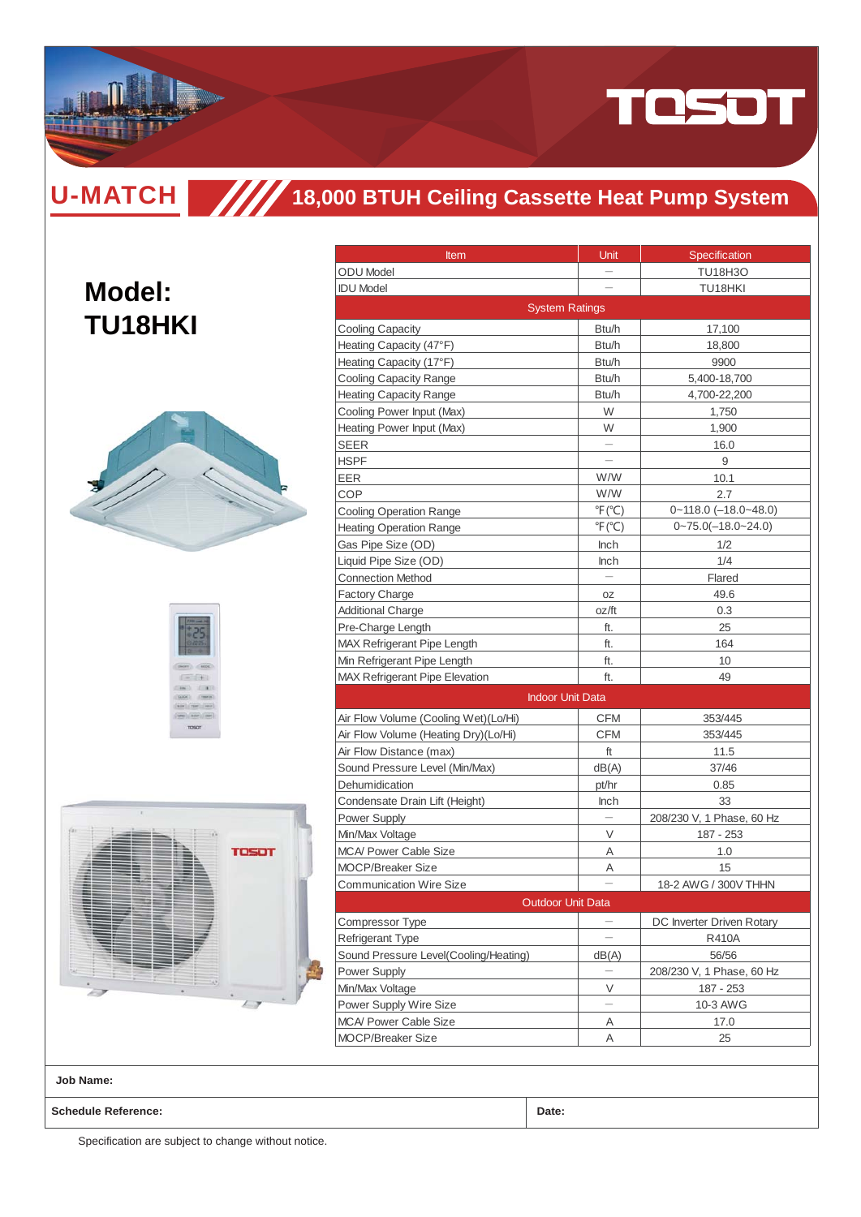TOSOT

# U-MATCH

## 18,000 BTUH Ceiling Cassette Heat Pump System

# Model: TU18HKI

| Item | Unit | Specification |
|---|---|---|
| ODU Model | — | TU18H3O |
| IDU Model | — | TU18HKI |
| System Ratings | | |
| Cooling Capacity | Btu/h | 17,100 |
| Heating Capacity (47°F) | Btu/h | 18,800 |
| Heating Capacity (17°F) | Btu/h | 9900 |
| Cooling Capacity Range | Btu/h | 5,400-18,700 |
| Heating Capacity Range | Btu/h | 4,700-22,200 |
| Cooling Power Input (Max) | W | 1,750 |
| Heating Power Input (Max) | W | 1,900 |
| SEER | — | 16.0 |
| HSPF | — | 9 |
| EER | W/W | 10.1 |
| COP | W/W | 2.7 |
| Cooling Operation Range | ℉(℃) | 0~118.0 (−18.0~48.0) |
| Heating Operation Range | ℉(℃) | 0~75.0(−18.0~24.0) |
| Gas Pipe Size (OD) | Inch | 1/2 |
| Liquid Pipe Size (OD) | Inch | 1/4 |
| Connection Method | — | Flared |
| Factory Charge | oz | 49.6 |
| Additional Charge | oz/ft | 0.3 |
| Pre-Charge Length | ft. | 25 |
| MAX Refrigerant Pipe Length | ft. | 164 |
| Min Refrigerant Pipe Length | ft. | 10 |
| MAX Refrigerant Pipe Elevation | ft. | 49 |
| Indoor Unit Data | | |
| Air Flow Volume (Cooling Wet)(Lo/Hi) | CFM | 353/445 |
| Air Flow Volume (Heating Dry)(Lo/Hi) | CFM | 353/445 |
| Air Flow Distance (max) | ft | 11.5 |
| Sound Pressure Level (Min/Max) | dB(A) | 37/46 |
| Dehumidication | pt/hr | 0.85 |
| Condensate Drain Lift (Height) | Inch | 33 |
| Power Supply | — | 208/230 V, 1 Phase, 60 Hz |
| Min/Max Voltage | V | 187 - 253 |
| MCA/ Power Cable Size | A | 1.0 |
| MOCP/Breaker Size | A | 15 |
| Communication Wire Size | — | 18-2 AWG / 300V THHN |
| Outdoor Unit Data | | |
| Compressor Type | — | DC Inverter Driven Rotary |
| Refrigerant Type | — | R410A |
| Sound Pressure Level(Cooling/Heating) | dB(A) | 56/56 |
| Power Supply | — | 208/230 V, 1 Phase, 60 Hz |
| Min/Max Voltage | V | 187 - 253 |
| Power Supply Wire Size | — | 10-3 AWG |
| MCA/ Power Cable Size | A | 17.0 |
| MOCP/Breaker Size | A | 25 |

| Job Name: | |
|---|---|
| **Schedule Reference:** | **Date:** |

Specification are subject to change without notice.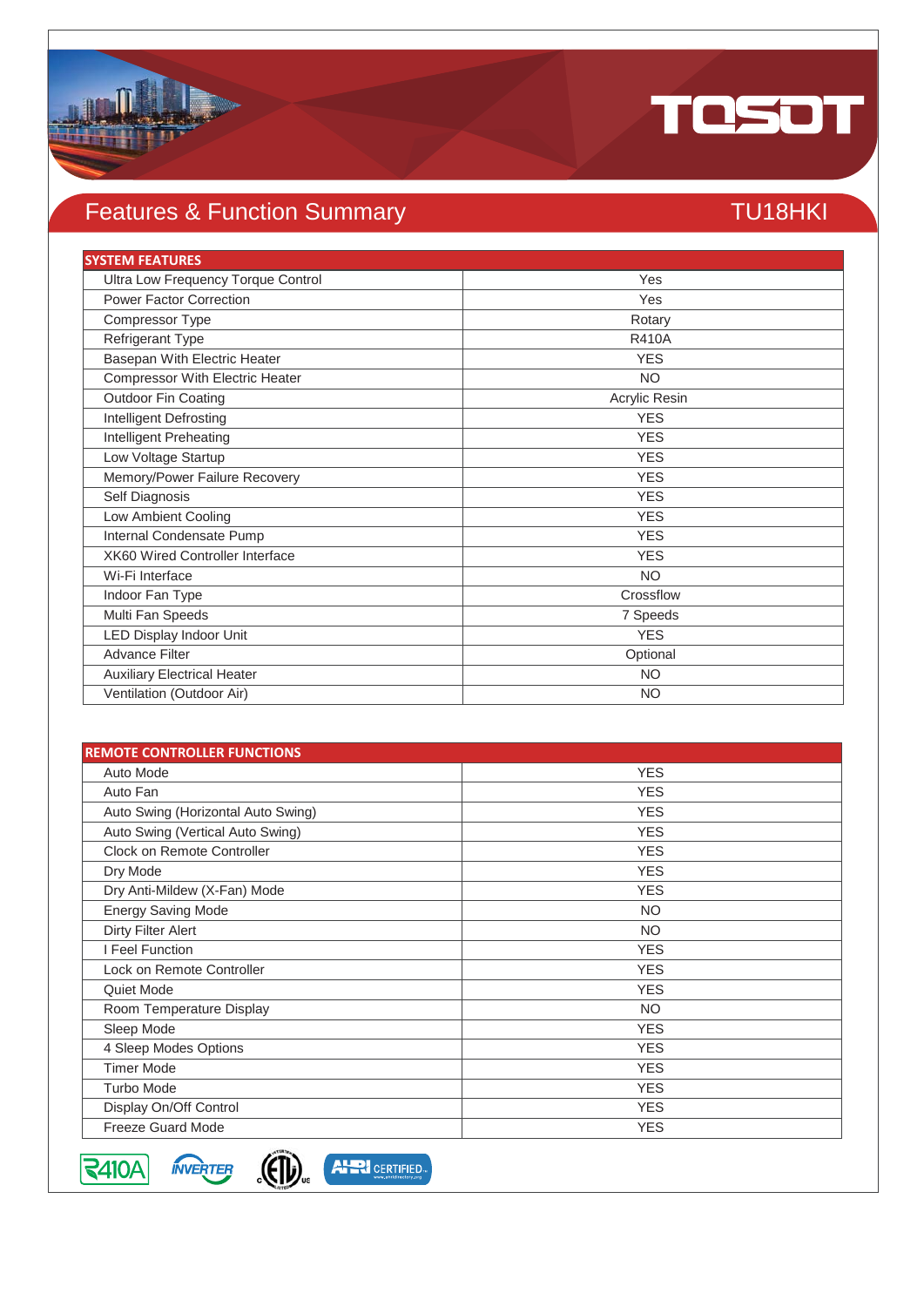# Features & Function Summary

## TU18HKI

| SYSTEM FEATURES | |
|---|---|
| Ultra Low Frequency Torque Control | Yes |
| Power Factor Correction | Yes |
| Compressor Type | Rotary |
| Refrigerant Type | R410A |
| Basepan With Electric Heater | YES |
| Compressor With Electric Heater | NO |
| Outdoor Fin Coating | Acrylic Resin |
| Intelligent Defrosting | YES |
| Intelligent Preheating | YES |
| Low Voltage Startup | YES |
| Memory/Power Failure Recovery | YES |
| Self Diagnosis | YES |
| Low Ambient Cooling | YES |
| Internal Condensate Pump | YES |
| XK60 Wired Controller Interface | YES |
| Wi-Fi Interface | NO |
| Indoor Fan Type | Crossflow |
| Multi Fan Speeds | 7 Speeds |
| LED Display Indoor Unit | YES |
| Advance Filter | Optional |
| Auxiliary Electrical Heater | NO |
| Ventilation (Outdoor Air) | NO |

| REMOTE CONTROLLER FUNCTIONS | |
|---|---|
| Auto Mode | YES |
| Auto Fan | YES |
| Auto Swing (Horizontal Auto Swing) | YES |
| Auto Swing (Vertical Auto Swing) | YES |
| Clock on Remote Controller | YES |
| Dry Mode | YES |
| Dry Anti-Mildew (X-Fan) Mode | YES |
| Energy Saving Mode | NO |
| Dirty Filter Alert | NO |
| I Feel Function | YES |
| Lock on Remote Controller | YES |
| Quiet Mode | YES |
| Room Temperature Display | NO |
| Sleep Mode | YES |
| 4 Sleep Modes Options | YES |
| Timer Mode | YES |
| Turbo Mode | YES |
| Display On/Off Control | YES |
| Freeze Guard Mode | YES |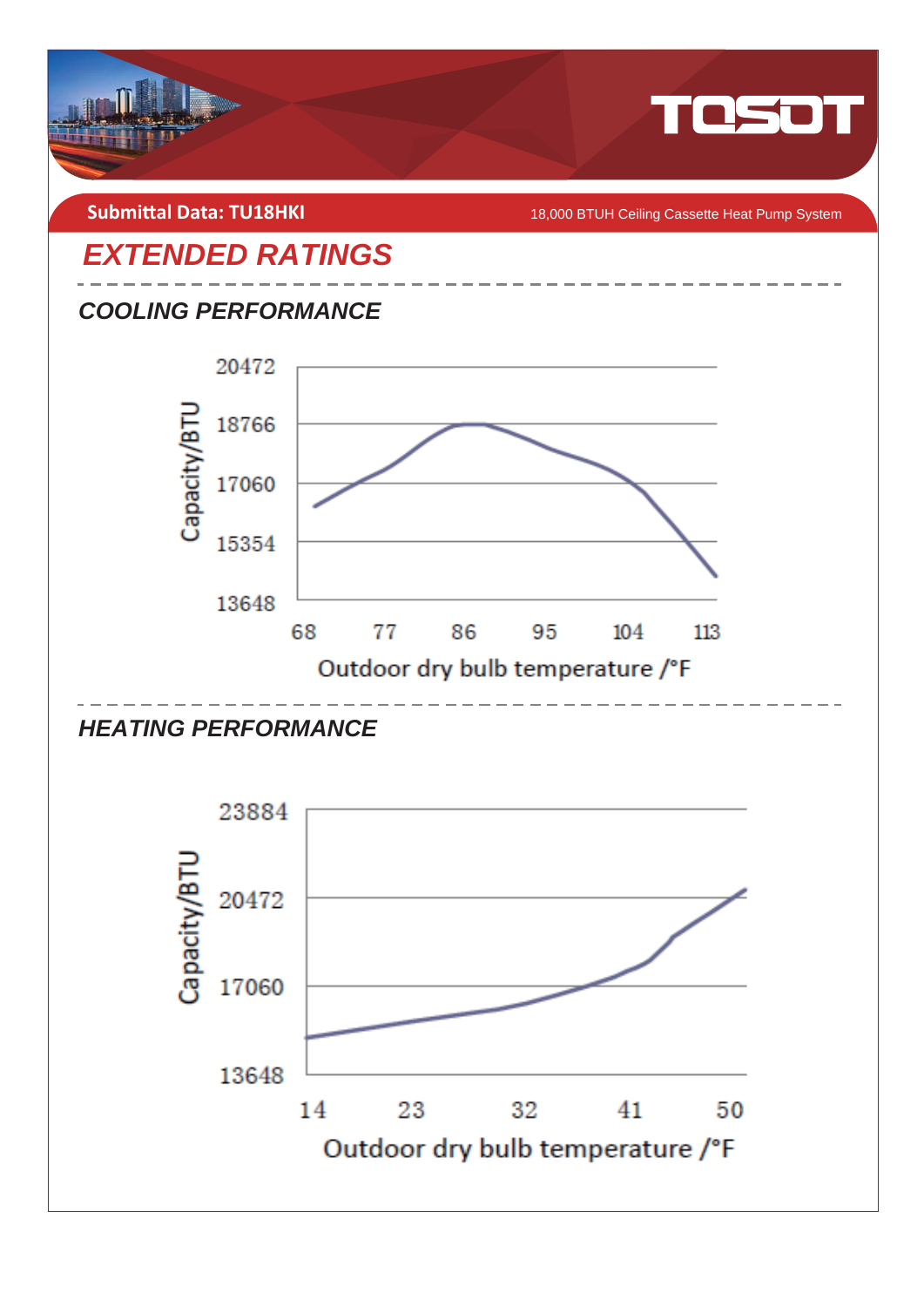Submittal Data: TU18HKI

18,000 BTUH Ceiling Cassette Heat Pump System

# EXTENDED RATINGS

## COOLING PERFORMANCE

Capacity/BTU

20472
18766
17060
15354
13648

68 77 86 95 104 113

Outdoor dry bulb temperature /°F

## HEATING PERFORMANCE

Capacity/BTU

23884
20472
17060
13648

14 23 32 41 50

Outdoor dry bulb temperature /°F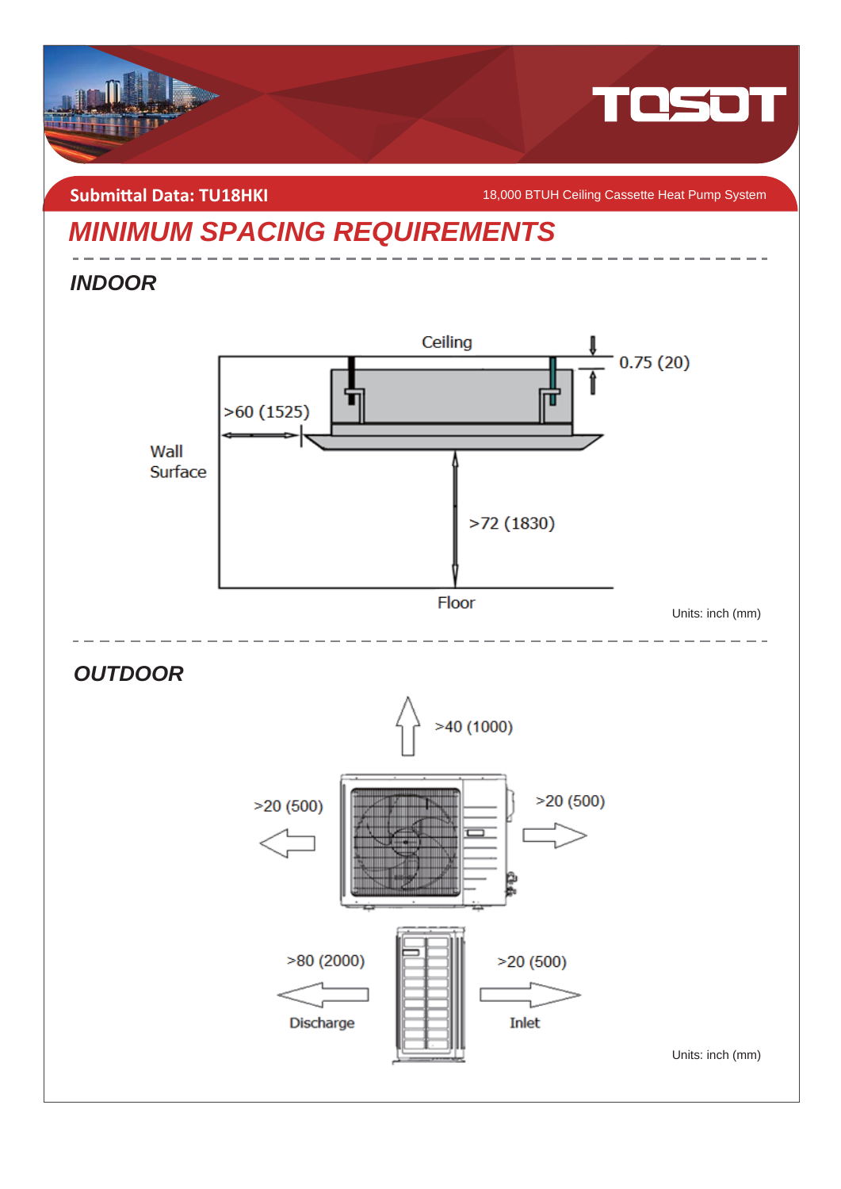**Submittal Data: TU18HKI** 18,000 BTUH Ceiling Cassette Heat Pump System

# MINIMUM SPACING REQUIREMENTS

## INDOOR

Ceiling

0.75 (20)

>60 (1525)

Wall Surface

>72 (1830)

Floor

Units: inch (mm)

## OUTDOOR

>40 (1000)

>20 (500)

>20 (500)

>80 (2000)

Discharge

>20 (500)

Inlet

Units: inch (mm)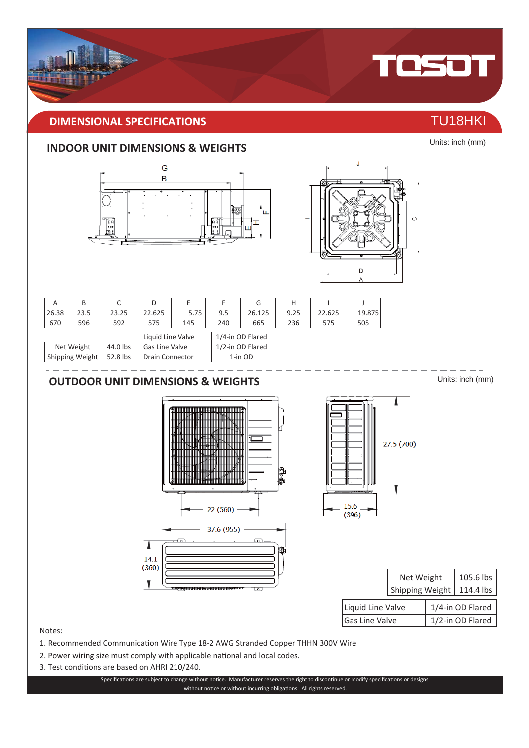## DIMENSIONAL SPECIFICATIONS

TU18HKI

### INDOOR UNIT DIMENSIONS & WEIGHTS

Units: inch (mm)

| A | B | C | D | E | F | G | H | I | J |
|---|---|---|---|---|---|---|---|---|---|
| 26.38 | 23.5 | 23.25 | 22.625 | 5.75 | 9.5 | 26.125 | 9.25 | 22.625 | 19.875 |
| 670 | 596 | 592 | 575 | 145 | 240 | 665 | 236 | 575 | 505 |

| Net Weight | 44.0 lbs |
|---|---|
| Shipping Weight | 52.8 lbs |

| Liquid Line Valve | 1/4-in OD Flared |
|---|---|
| Gas Line Valve | 1/2-in OD Flared |
| Drain Connector | 1-in OD |

### OUTDOOR UNIT DIMENSIONS & WEIGHTS

Units: inch (mm)

27.5 (700)

22 (560)

15.6 (396)

37.6 (955)

14.1 (360)

| Net Weight | 105.6 lbs |
|---|---|
| Shipping Weight | 114.4 lbs |

| Liquid Line Valve | 1/4-in OD Flared |
|---|---|
| Gas Line Valve | 1/2-in OD Flared |

Notes:

1. Recommended Communication Wire Type 18-2 AWG Stranded Copper THHN 300V Wire
2. Power wiring size must comply with applicable national and local codes.
3. Test conditions are based on AHRI 210/240.

Specifications are subject to change without notice. Manufacturer reserves the right to discontinue or modify specifications or designs without notice or without incurring obligations. All rights reserved.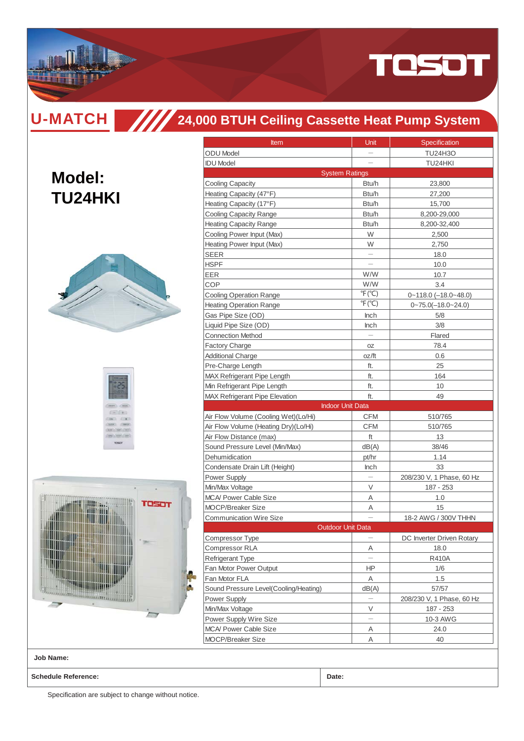# U-MATCH

## 24,000 BTUH Ceiling Cassette Heat Pump System

# Model: TU24HKI

| Item | Unit | Specification |
|---|---|---|
| ODU Model | — | TU24H3O |
| IDU Model | — | TU24HKI |
| System Ratings | | |
| Cooling Capacity | Btu/h | 23,800 |
| Heating Capacity (47°F) | Btu/h | 27,200 |
| Heating Capacity (17°F) | Btu/h | 15,700 |
| Cooling Capacity Range | Btu/h | 8,200-29,000 |
| Heating Capacity Range | Btu/h | 8,200-32,400 |
| Cooling Power Input (Max) | W | 2,500 |
| Heating Power Input (Max) | W | 2,750 |
| SEER | — | 18.0 |
| HSPF | — | 10.0 |
| EER | W/W | 10.7 |
| COP | W/W | 3.4 |
| Cooling Operation Range | °F (°C) | 0~118.0 (–18.0~48.0) |
| Heating Operation Range | °F (°C) | 0~75.0(–18.0~24.0) |
| Gas Pipe Size (OD) | Inch | 5/8 |
| Liquid Pipe Size (OD) | Inch | 3/8 |
| Connection Method | — | Flared |
| Factory Charge | oz | 78.4 |
| Additional Charge | oz/ft | 0.6 |
| Pre-Charge Length | ft. | 25 |
| MAX Refrigerant Pipe Length | ft. | 164 |
| Min Refrigerant Pipe Length | ft. | 10 |
| MAX Refrigerant Pipe Elevation | ft. | 49 |
| Indoor Unit Data | | |
| Air Flow Volume (Cooling Wet)(Lo/Hi) | CFM | 510/765 |
| Air Flow Volume (Heating Dry)(Lo/Hi) | CFM | 510/765 |
| Air Flow Distance (max) | ft | 13 |
| Sound Pressure Level (Min/Max) | dB(A) | 38/46 |
| Dehumidication | pt/hr | 1.14 |
| Condensate Drain Lift (Height) | Inch | 33 |
| Power Supply | — | 208/230 V, 1 Phase, 60 Hz |
| Min/Max Voltage | V | 187 - 253 |
| MCA/ Power Cable Size | A | 1.0 |
| MOCP/Breaker Size | A | 15 |
| Communication Wire Size | — | 18-2 AWG / 300V THHN |
| Outdoor Unit Data | | |
| Compressor Type | — | DC Inverter Driven Rotary |
| Compressor RLA | A | 18.0 |
| Refrigerant Type | — | R410A |
| Fan Motor Power Output | HP | 1/6 |
| Fan Motor FLA | A | 1.5 |
| Sound Pressure Level(Cooling/Heating) | dB(A) | 57/57 |
| Power Supply | — | 208/230 V, 1 Phase, 60 Hz |
| Min/Max Voltage | V | 187 - 253 |
| Power Supply Wire Size | — | 10-3 AWG |
| MCA/ Power Cable Size | A | 24.0 |
| MOCP/Breaker Size | A | 40 |

**Job Name:**

**Schedule Reference:** | **Date:**

Specification are subject to change without notice.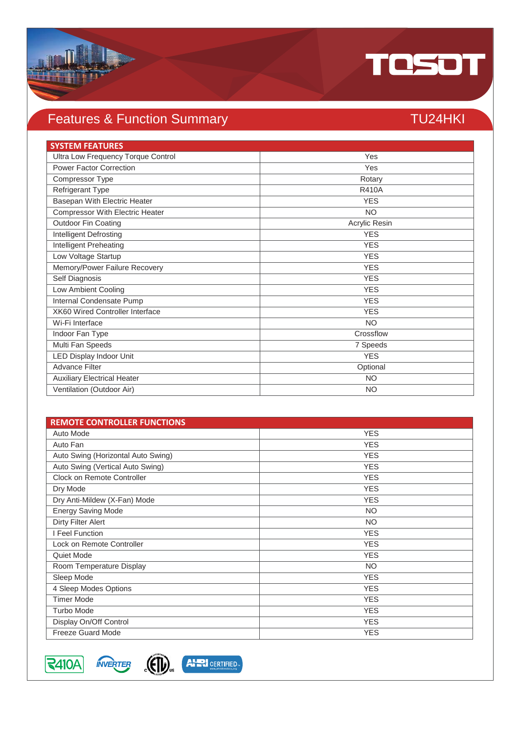# Features & Function Summary

## TU24HKI

| SYSTEM FEATURES | |
|---|---|
| Ultra Low Frequency Torque Control | Yes |
| Power Factor Correction | Yes |
| Compressor Type | Rotary |
| Refrigerant Type | R410A |
| Basepan With Electric Heater | YES |
| Compressor With Electric Heater | NO |
| Outdoor Fin Coating | Acrylic Resin |
| Intelligent Defrosting | YES |
| Intelligent Preheating | YES |
| Low Voltage Startup | YES |
| Memory/Power Failure Recovery | YES |
| Self Diagnosis | YES |
| Low Ambient Cooling | YES |
| Internal Condensate Pump | YES |
| XK60 Wired Controller Interface | YES |
| Wi-Fi Interface | NO |
| Indoor Fan Type | Crossflow |
| Multi Fan Speeds | 7 Speeds |
| LED Display Indoor Unit | YES |
| Advance Filter | Optional |
| Auxiliary Electrical Heater | NO |
| Ventilation (Outdoor Air) | NO |

| REMOTE CONTROLLER FUNCTIONS | |
|---|---|
| Auto Mode | YES |
| Auto Fan | YES |
| Auto Swing (Horizontal Auto Swing) | YES |
| Auto Swing (Vertical Auto Swing) | YES |
| Clock on Remote Controller | YES |
| Dry Mode | YES |
| Dry Anti-Mildew (X-Fan) Mode | YES |
| Energy Saving Mode | NO |
| Dirty Filter Alert | NO |
| I Feel Function | YES |
| Lock on Remote Controller | YES |
| Quiet Mode | YES |
| Room Temperature Display | NO |
| Sleep Mode | YES |
| 4 Sleep Modes Options | YES |
| Timer Mode | YES |
| Turbo Mode | YES |
| Display On/Off Control | YES |
| Freeze Guard Mode | YES |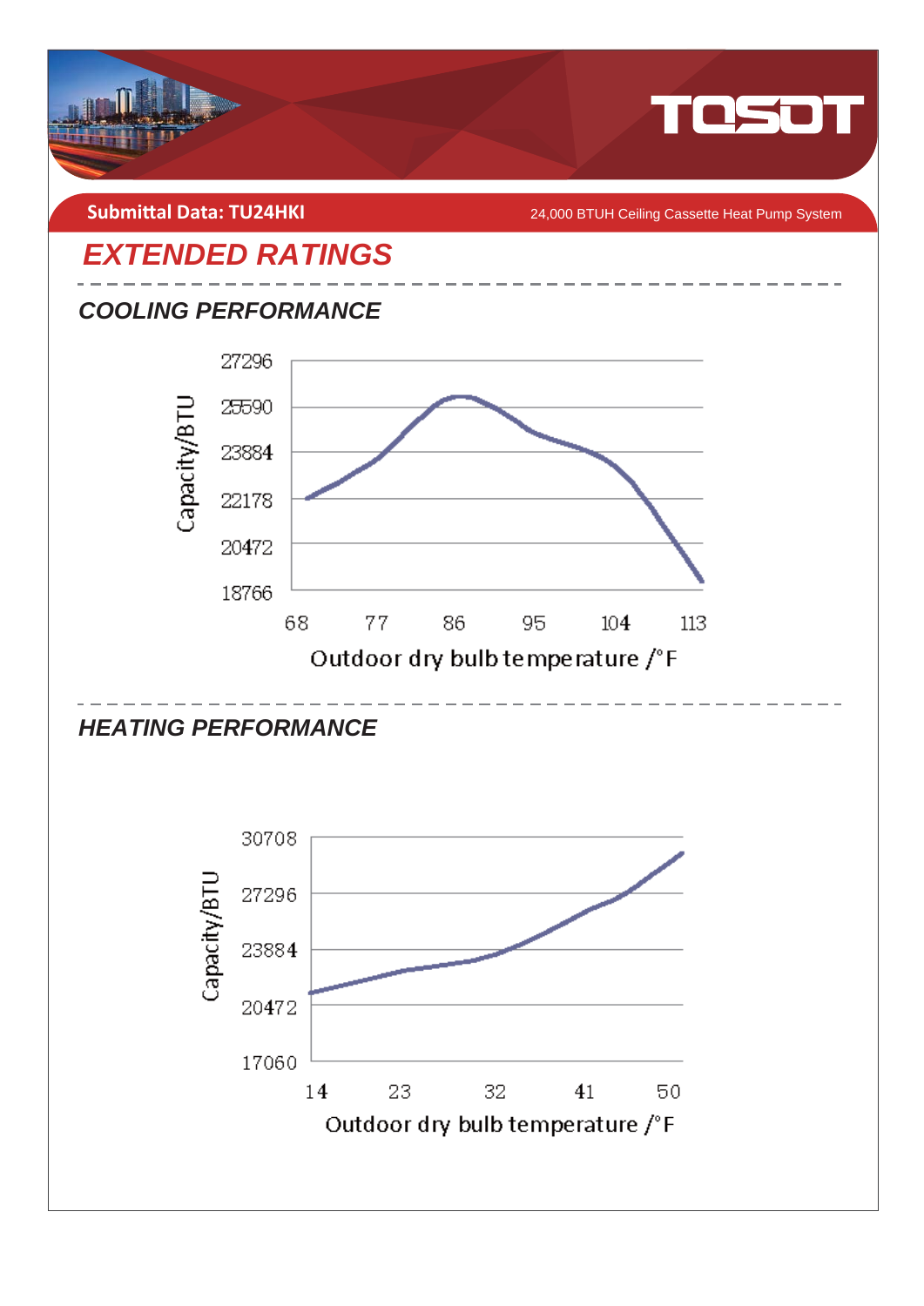Submittal Data: TU24HKI

24,000 BTUH Ceiling Cassette Heat Pump System

# EXTENDED RATINGS

## COOLING PERFORMANCE

Capacity/BTU

27296
25590
23884
22178
20472
18766

68 77 86 95 104 113

Outdoor dry bulb temperature /°F

## HEATING PERFORMANCE

Capacity/BTU

30708
27296
23884
20472
17060

14 23 32 41 50

Outdoor dry bulb temperature /°F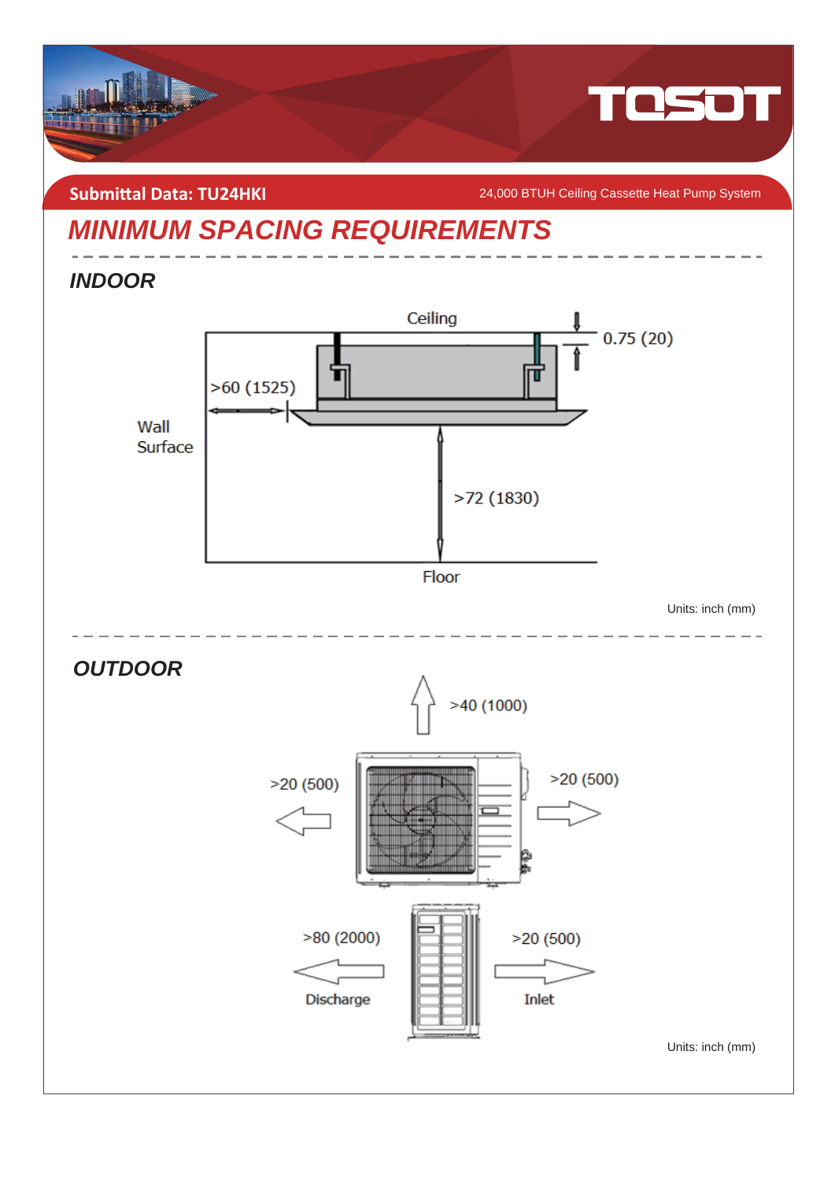Submittal Data: TU24HKI

24,000 BTUH Ceiling Cassette Heat Pump System

# MINIMUM SPACING REQUIREMENTS

## INDOOR

Ceiling

0.75 (20)

>60 (1525)

Wall Surface

>72 (1830)

Floor

Units: inch (mm)

## OUTDOOR

>40 (1000)

>20 (500)

>20 (500)

>80 (2000)

Discharge

>20 (500)

Inlet

Units: inch (mm)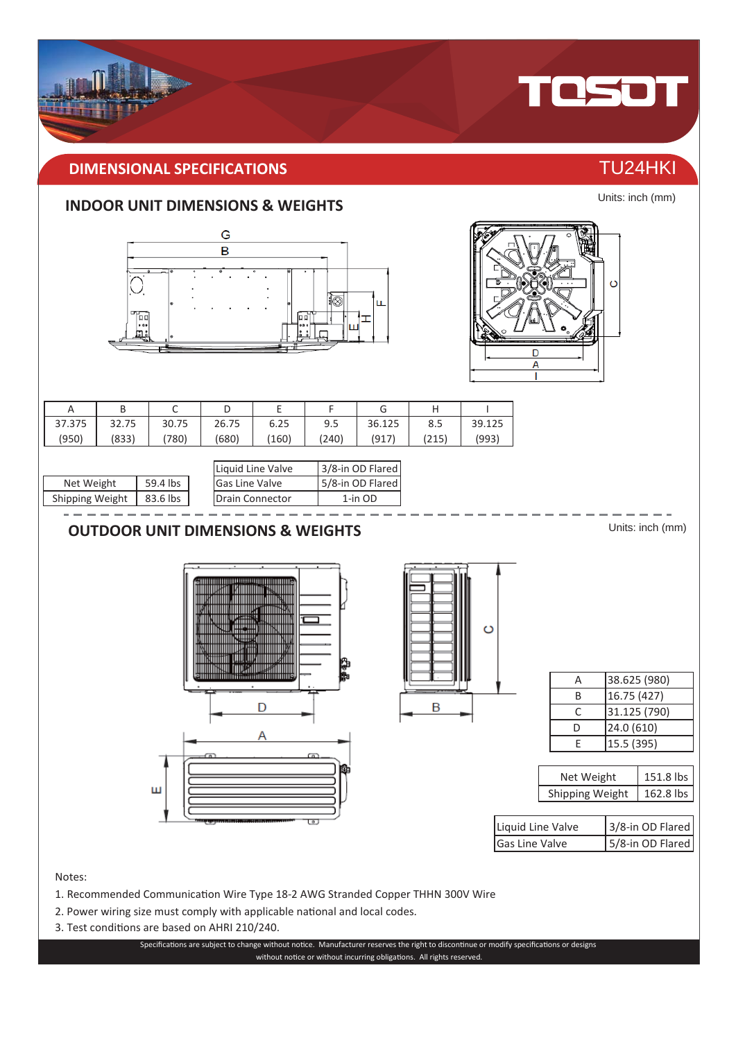## DIMENSIONAL SPECIFICATIONS

TU24HKI

### INDOOR UNIT DIMENSIONS & WEIGHTS

Units: inch (mm)

| A | B | C | D | E | F | G | H | I |
|---|---|---|---|---|---|---|---|---|
| 37.375 (950) | 32.75 (833) | 30.75 (780) | 26.75 (680) | 6.25 (160) | 9.5 (240) | 36.125 (917) | 8.5 (215) | 39.125 (993) |

| Net Weight | 59.4 lbs |
|---|---|
| Shipping Weight | 83.6 lbs |

| Liquid Line Valve | 3/8-in OD Flared |
|---|---|
| Gas Line Valve | 5/8-in OD Flared |
| Drain Connector | 1-in OD |

### OUTDOOR UNIT DIMENSIONS & WEIGHTS

Units: inch (mm)

| A | 38.625 (980) |
|---|---|
| B | 16.75 (427) |
| C | 31.125 (790) |
| D | 24.0 (610) |
| E | 15.5 (395) |

| Net Weight | 151.8 lbs |
|---|---|
| Shipping Weight | 162.8 lbs |

| Liquid Line Valve | 3/8-in OD Flared |
|---|---|
| Gas Line Valve | 5/8-in OD Flared |

Notes:

1. Recommended Communication Wire Type 18-2 AWG Stranded Copper THHN 300V Wire
2. Power wiring size must comply with applicable national and local codes.
3. Test conditions are based on AHRI 210/240.

Specifications are subject to change without notice. Manufacturer reserves the right to discontinue or modify specifications or designs without notice or without incurring obligations. All rights reserved.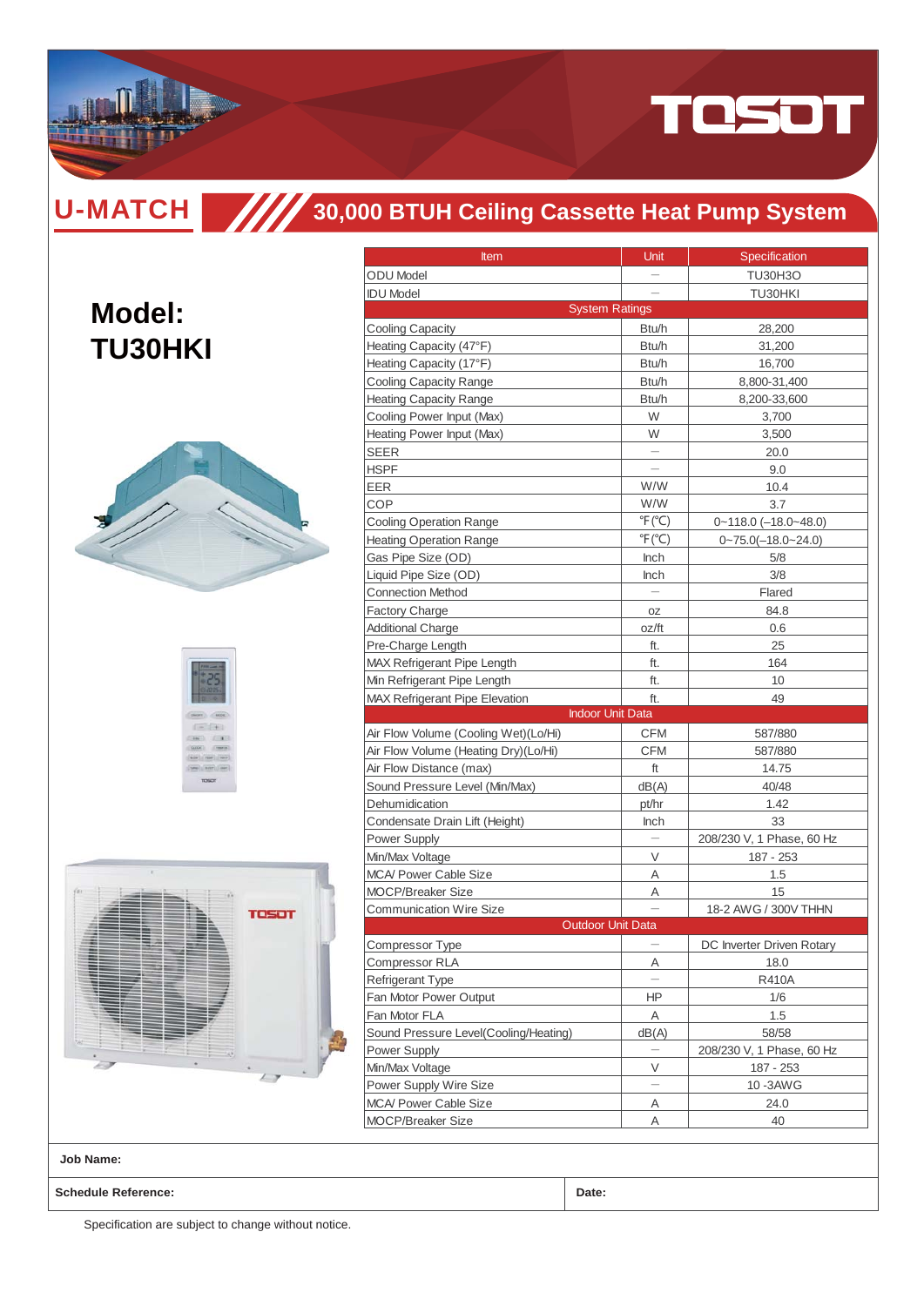# U-MATCH

## 30,000 BTUH Ceiling Cassette Heat Pump System

## Model: TU30HKI

| Item | Unit | Specification |
|---|---|---|
| ODU Model | — | TU30H3O |
| IDU Model | — | TU30HKI |
| System Ratings | | |
| Cooling Capacity | Btu/h | 28,200 |
| Heating Capacity (47°F) | Btu/h | 31,200 |
| Heating Capacity (17°F) | Btu/h | 16,700 |
| Cooling Capacity Range | Btu/h | 8,800-31,400 |
| Heating Capacity Range | Btu/h | 8,200-33,600 |
| Cooling Power Input (Max) | W | 3,700 |
| Heating Power Input (Max) | W | 3,500 |
| SEER | — | 20.0 |
| HSPF | — | 9.0 |
| EER | W/W | 10.4 |
| COP | W/W | 3.7 |
| Cooling Operation Range | ℉(℃) | 0~118.0 (–18.0~48.0) |
| Heating Operation Range | ℉(℃) | 0~75.0(–18.0~24.0) |
| Gas Pipe Size (OD) | Inch | 5/8 |
| Liquid Pipe Size (OD) | Inch | 3/8 |
| Connection Method | — | Flared |
| Factory Charge | oz | 84.8 |
| Additional Charge | oz/ft | 0.6 |
| Pre-Charge Length | ft. | 25 |
| MAX Refrigerant Pipe Length | ft. | 164 |
| Min Refrigerant Pipe Length | ft. | 10 |
| MAX Refrigerant Pipe Elevation | ft. | 49 |
| Indoor Unit Data | | |
| Air Flow Volume (Cooling Wet)(Lo/Hi) | CFM | 587/880 |
| Air Flow Volume (Heating Dry)(Lo/Hi) | CFM | 587/880 |
| Air Flow Distance (max) | ft | 14.75 |
| Sound Pressure Level (Min/Max) | dB(A) | 40/48 |
| Dehumidication | pt/hr | 1.42 |
| Condensate Drain Lift (Height) | Inch | 33 |
| Power Supply | — | 208/230 V, 1 Phase, 60 Hz |
| Min/Max Voltage | V | 187 - 253 |
| MCA/ Power Cable Size | A | 1.5 |
| MOCP/Breaker Size | A | 15 |
| Communication Wire Size | — | 18-2 AWG / 300V THHN |
| Outdoor Unit Data | | |
| Compressor Type | — | DC Inverter Driven Rotary |
| Compressor RLA | A | 18.0 |
| Refrigerant Type | — | R410A |
| Fan Motor Power Output | HP | 1/6 |
| Fan Motor FLA | A | 1.5 |
| Sound Pressure Level(Cooling/Heating) | dB(A) | 58/58 |
| Power Supply | — | 208/230 V, 1 Phase, 60 Hz |
| Min/Max Voltage | V | 187 - 253 |
| Power Supply Wire Size | — | 10 -3AWG |
| MCA/ Power Cable Size | A | 24.0 |
| MOCP/Breaker Size | A | 40 |

**Job Name:**

**Schedule Reference:** | **Date:**

Specification are subject to change without notice.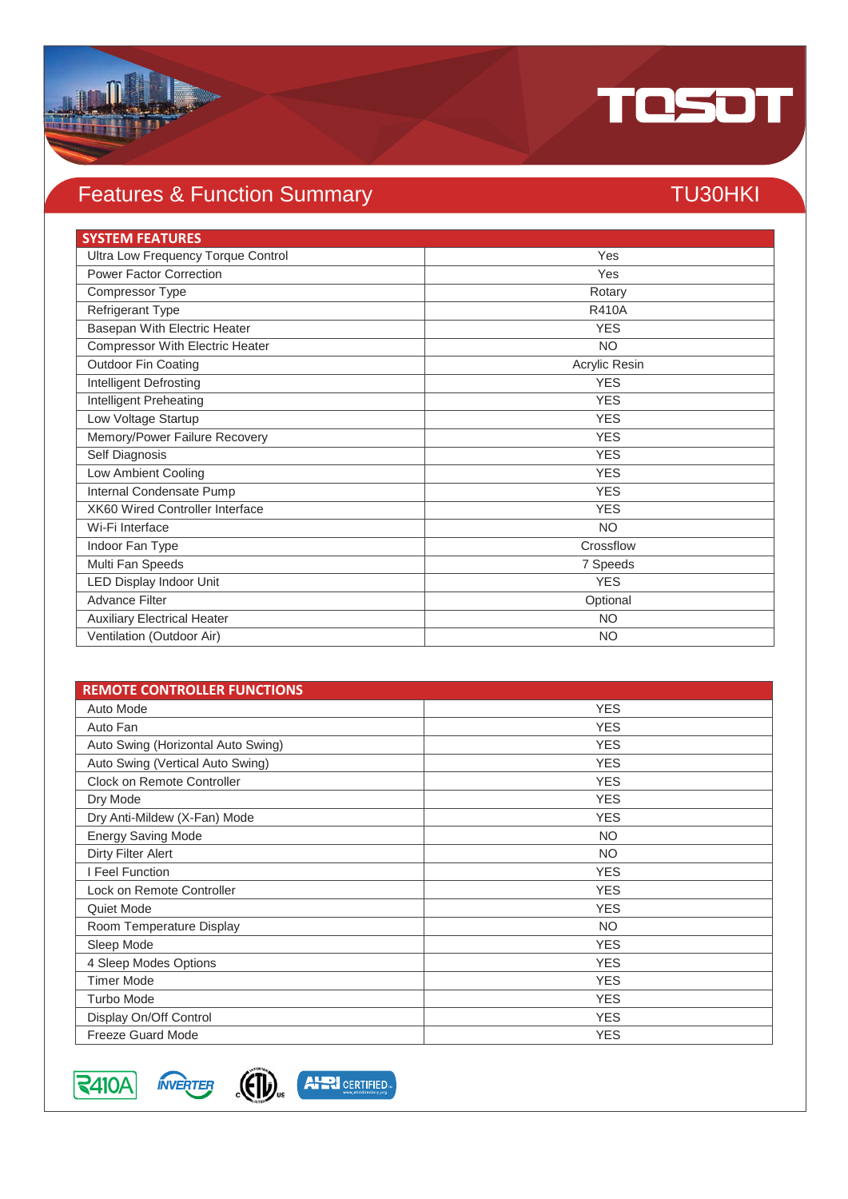# Features & Function Summary

## TU30HKI

| SYSTEM FEATURES | |
|---|---|
| Ultra Low Frequency Torque Control | Yes |
| Power Factor Correction | Yes |
| Compressor Type | Rotary |
| Refrigerant Type | R410A |
| Basepan With Electric Heater | YES |
| Compressor With Electric Heater | NO |
| Outdoor Fin Coating | Acrylic Resin |
| Intelligent Defrosting | YES |
| Intelligent Preheating | YES |
| Low Voltage Startup | YES |
| Memory/Power Failure Recovery | YES |
| Self Diagnosis | YES |
| Low Ambient Cooling | YES |
| Internal Condensate Pump | YES |
| XK60 Wired Controller Interface | YES |
| Wi-Fi Interface | NO |
| Indoor Fan Type | Crossflow |
| Multi Fan Speeds | 7 Speeds |
| LED Display Indoor Unit | YES |
| Advance Filter | Optional |
| Auxiliary Electrical Heater | NO |
| Ventilation (Outdoor Air) | NO |

| REMOTE CONTROLLER FUNCTIONS | |
|---|---|
| Auto Mode | YES |
| Auto Fan | YES |
| Auto Swing (Horizontal Auto Swing) | YES |
| Auto Swing (Vertical Auto Swing) | YES |
| Clock on Remote Controller | YES |
| Dry Mode | YES |
| Dry Anti-Mildew (X-Fan) Mode | YES |
| Energy Saving Mode | NO |
| Dirty Filter Alert | NO |
| I Feel Function | YES |
| Lock on Remote Controller | YES |
| Quiet Mode | YES |
| Room Temperature Display | NO |
| Sleep Mode | YES |
| 4 Sleep Modes Options | YES |
| Timer Mode | YES |
| Turbo Mode | YES |
| Display On/Off Control | YES |
| Freeze Guard Mode | YES |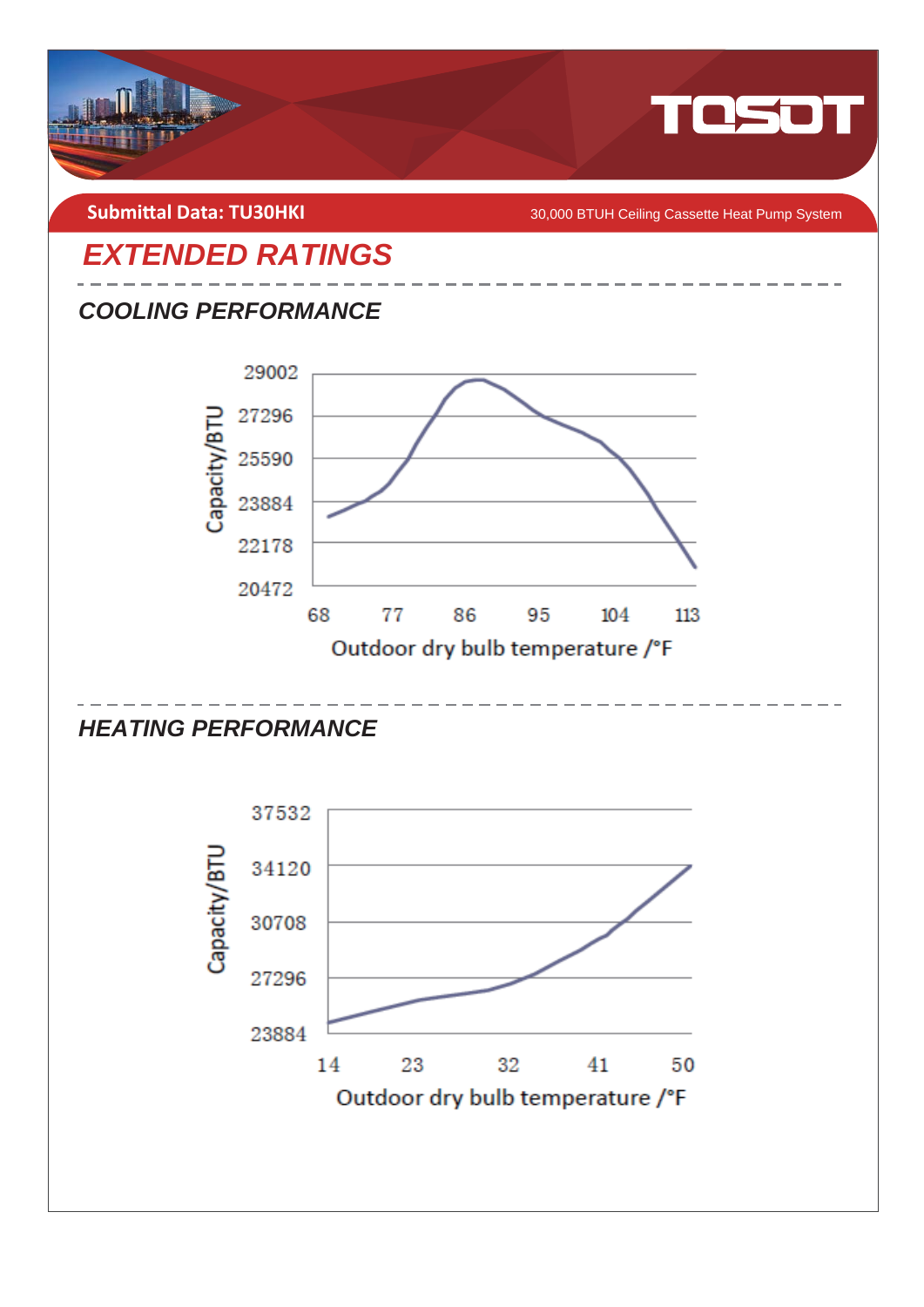Submittal Data: TU30HKI

30,000 BTUH Ceiling Cassette Heat Pump System

# EXTENDED RATINGS

## COOLING PERFORMANCE

Capacity/BTU

29002
27296
25590
23884
22178
20472

68 77 86 95 104 113

Outdoor dry bulb temperature /°F

## HEATING PERFORMANCE

Capacity/BTU

37532
34120
30708
27296
23884

14 23 32 41 50

Outdoor dry bulb temperature /°F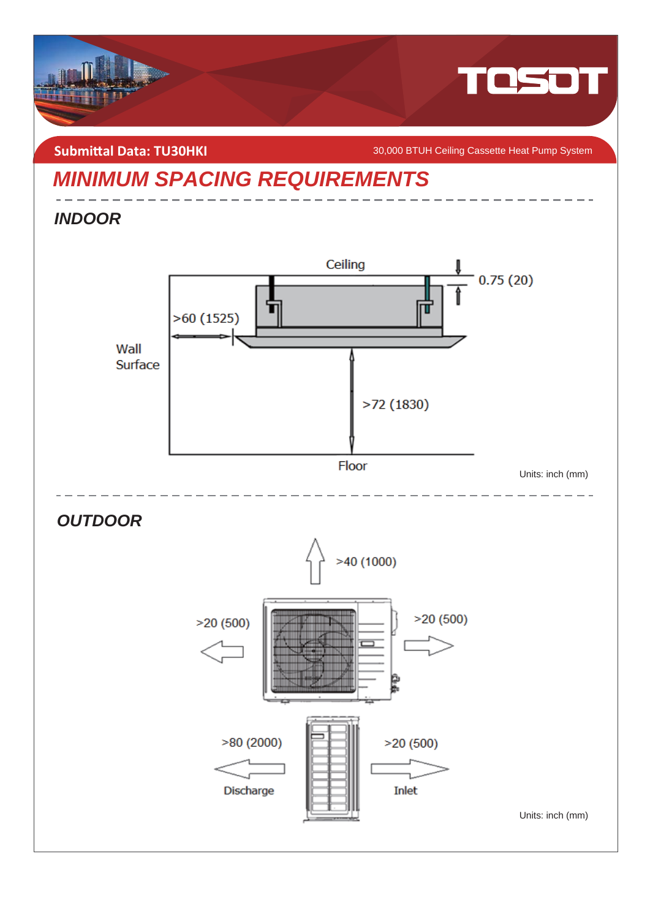Submittal Data: TU30HKI

30,000 BTUH Ceiling Cassette Heat Pump System

# MINIMUM SPACING REQUIREMENTS

## INDOOR

Ceiling

0.75 (20)

>60 (1525)

Wall Surface

>72 (1830)

Floor

Units: inch (mm)

## OUTDOOR

>40 (1000)

>20 (500)

>20 (500)

>80 (2000)

Discharge

>20 (500)

Inlet

Units: inch (mm)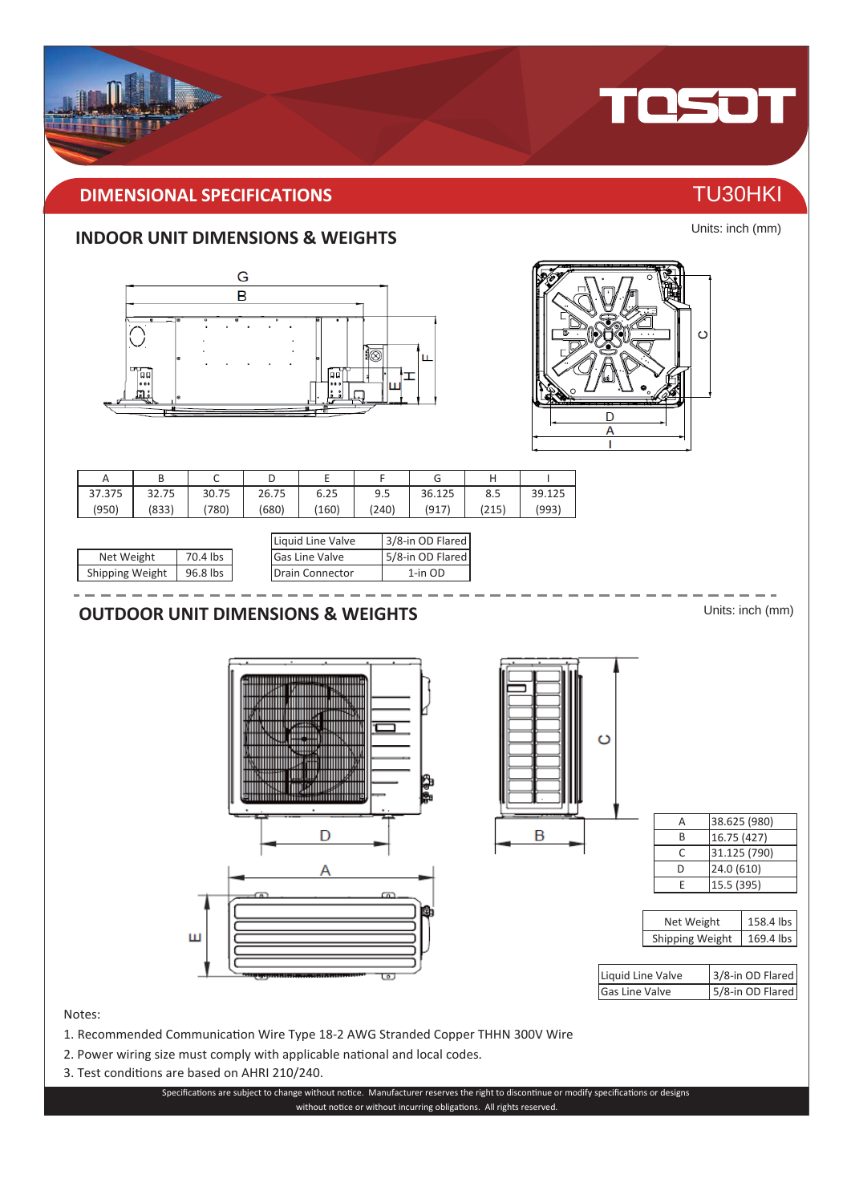## DIMENSIONAL SPECIFICATIONS

TU30HKI

### INDOOR UNIT DIMENSIONS & WEIGHTS

Units: inch (mm)

| A | B | C | D | E | F | G | H | I |
|---|---|---|---|---|---|---|---|---|
| 37.375 (950) | 32.75 (833) | 30.75 (780) | 26.75 (680) | 6.25 (160) | 9.5 (240) | 36.125 (917) | 8.5 (215) | 39.125 (993) |

| Net Weight | 70.4 lbs |
|---|---|
| Shipping Weight | 96.8 lbs |

| Liquid Line Valve | 3/8-in OD Flared |
|---|---|
| Gas Line Valve | 5/8-in OD Flared |
| Drain Connector | 1-in OD |

### OUTDOOR UNIT DIMENSIONS & WEIGHTS

Units: inch (mm)

| A | 38.625 (980) |
|---|---|
| B | 16.75 (427) |
| C | 31.125 (790) |
| D | 24.0 (610) |
| E | 15.5 (395) |

| Net Weight | 158.4 lbs |
|---|---|
| Shipping Weight | 169.4 lbs |

| Liquid Line Valve | 3/8-in OD Flared |
|---|---|
| Gas Line Valve | 5/8-in OD Flared |

Notes:

1. Recommended Communication Wire Type 18-2 AWG Stranded Copper THHN 300V Wire
2. Power wiring size must comply with applicable national and local codes.
3. Test conditions are based on AHRI 210/240.

Specifications are subject to change without notice. Manufacturer reserves the right to discontinue or modify specifications or designs without notice or without incurring obligations. All rights reserved.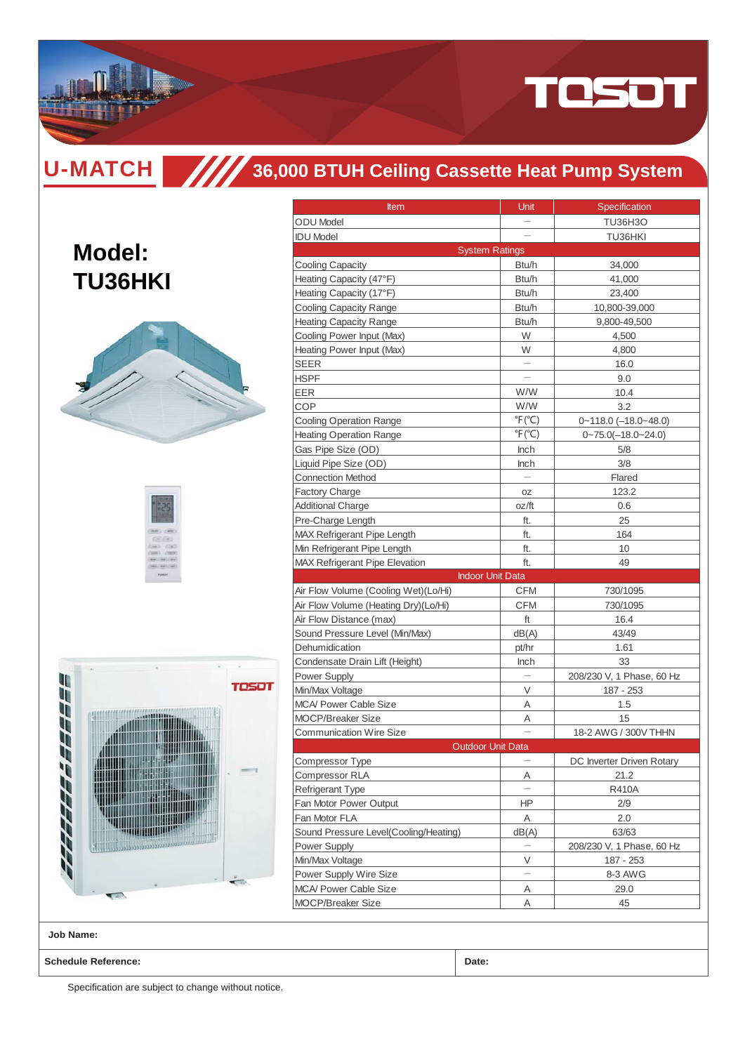TOSOT

# U-MATCH

## 36,000 BTUH Ceiling Cassette Heat Pump System

# Model: TU36HKI

| Item | Unit | Specification |
|---|---|---|
| ODU Model | — | TU36H3O |
| IDU Model | — | TU36HKI |
| System Ratings | | |
| Cooling Capacity | Btu/h | 34,000 |
| Heating Capacity (47°F) | Btu/h | 41,000 |
| Heating Capacity (17°F) | Btu/h | 23,400 |
| Cooling Capacity Range | Btu/h | 10,800-39,000 |
| Heating Capacity Range | Btu/h | 9,800-49,500 |
| Cooling Power Input (Max) | W | 4,500 |
| Heating Power Input (Max) | W | 4,800 |
| SEER | — | 16.0 |
| HSPF | — | 9.0 |
| EER | W/W | 10.4 |
| COP | W/W | 3.2 |
| Cooling Operation Range | ℉(℃) | 0~118.0 (–18.0~48.0) |
| Heating Operation Range | ℉(℃) | 0~75.0(–18.0~24.0) |
| Gas Pipe Size (OD) | Inch | 5/8 |
| Liquid Pipe Size (OD) | Inch | 3/8 |
| Connection Method | — | Flared |
| Factory Charge | oz | 123.2 |
| Additional Charge | oz/ft | 0.6 |
| Pre-Charge Length | ft. | 25 |
| MAX Refrigerant Pipe Length | ft. | 164 |
| Min Refrigerant Pipe Length | ft. | 10 |
| MAX Refrigerant Pipe Elevation | ft. | 49 |
| Indoor Unit Data | | |
| Air Flow Volume (Cooling Wet)(Lo/Hi) | CFM | 730/1095 |
| Air Flow Volume (Heating Dry)(Lo/Hi) | CFM | 730/1095 |
| Air Flow Distance (max) | ft | 16.4 |
| Sound Pressure Level (Min/Max) | dB(A) | 43/49 |
| Dehumidication | pt/hr | 1.61 |
| Condensate Drain Lift (Height) | Inch | 33 |
| Power Supply | — | 208/230 V, 1 Phase, 60 Hz |
| Min/Max Voltage | V | 187 - 253 |
| MCA/ Power Cable Size | A | 1.5 |
| MOCP/Breaker Size | A | 15 |
| Communication Wire Size | — | 18-2 AWG / 300V THHN |
| Outdoor Unit Data | | |
| Compressor Type | — | DC Inverter Driven Rotary |
| Compressor RLA | A | 21.2 |
| Refrigerant Type | — | R410A |
| Fan Motor Power Output | HP | 2/9 |
| Fan Motor FLA | A | 2.0 |
| Sound Pressure Level(Cooling/Heating) | dB(A) | 63/63 |
| Power Supply | — | 208/230 V, 1 Phase, 60 Hz |
| Min/Max Voltage | V | 187 - 253 |
| Power Supply Wire Size | — | 8-3 AWG |
| MCA/ Power Cable Size | A | 29.0 |
| MOCP/Breaker Size | A | 45 |

**Job Name:**

**Schedule Reference:** | **Date:**

Specification are subject to change without notice.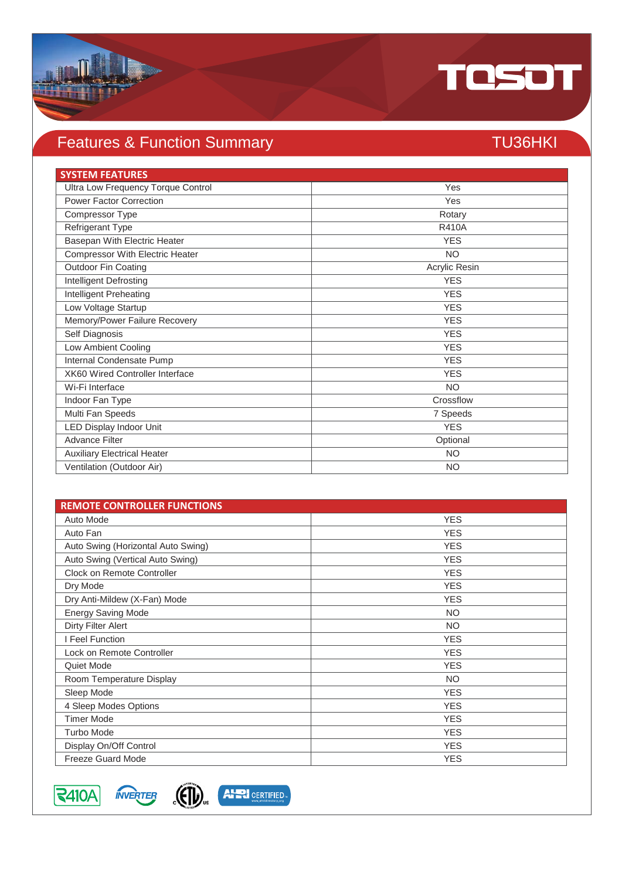## Features & Function Summary

**TU36HKI**

| SYSTEM FEATURES | |
|---|---|
| Ultra Low Frequency Torque Control | Yes |
| Power Factor Correction | Yes |
| Compressor Type | Rotary |
| Refrigerant Type | R410A |
| Basepan With Electric Heater | YES |
| Compressor With Electric Heater | NO |
| Outdoor Fin Coating | Acrylic Resin |
| Intelligent Defrosting | YES |
| Intelligent Preheating | YES |
| Low Voltage Startup | YES |
| Memory/Power Failure Recovery | YES |
| Self Diagnosis | YES |
| Low Ambient Cooling | YES |
| Internal Condensate Pump | YES |
| XK60 Wired Controller Interface | YES |
| Wi-Fi Interface | NO |
| Indoor Fan Type | Crossflow |
| Multi Fan Speeds | 7 Speeds |
| LED Display Indoor Unit | YES |
| Advance Filter | Optional |
| Auxiliary Electrical Heater | NO |
| Ventilation (Outdoor Air) | NO |

| REMOTE CONTROLLER FUNCTIONS | |
|---|---|
| Auto Mode | YES |
| Auto Fan | YES |
| Auto Swing (Horizontal Auto Swing) | YES |
| Auto Swing (Vertical Auto Swing) | YES |
| Clock on Remote Controller | YES |
| Dry Mode | YES |
| Dry Anti-Mildew (X-Fan) Mode | YES |
| Energy Saving Mode | NO |
| Dirty Filter Alert | NO |
| I Feel Function | YES |
| Lock on Remote Controller | YES |
| Quiet Mode | YES |
| Room Temperature Display | NO |
| Sleep Mode | YES |
| 4 Sleep Modes Options | YES |
| Timer Mode | YES |
| Turbo Mode | YES |
| Display On/Off Control | YES |
| Freeze Guard Mode | YES |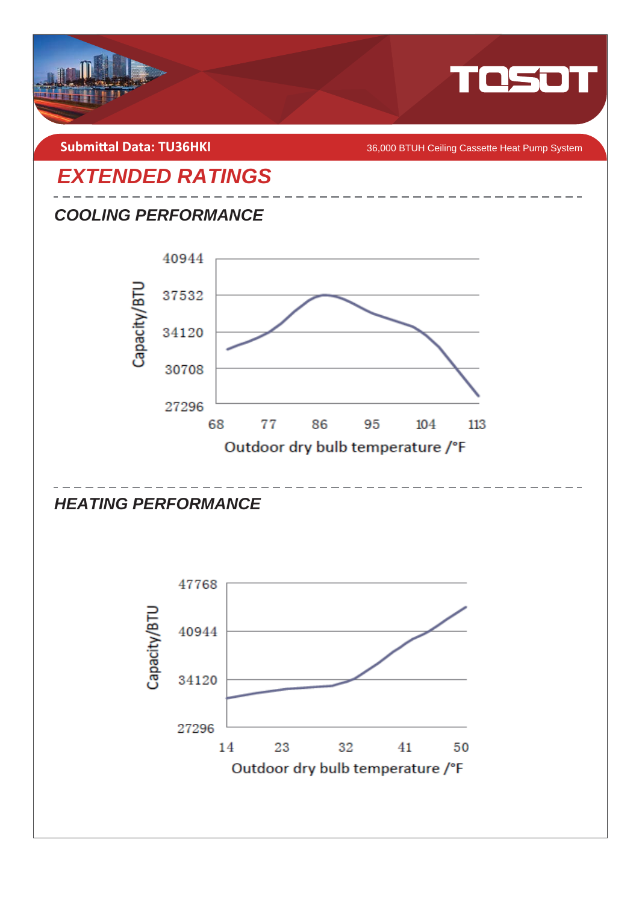Submittal Data: TU36HKI

36,000 BTUH Ceiling Cassette Heat Pump System

# EXTENDED RATINGS

## COOLING PERFORMANCE

Capacity/BTU

40944
37532
34120
30708
27296

68 77 86 95 104 113

Outdoor dry bulb temperature /°F

## HEATING PERFORMANCE

Capacity/BTU

47768
40944
34120
27296

14 23 32 41 50

Outdoor dry bulb temperature /°F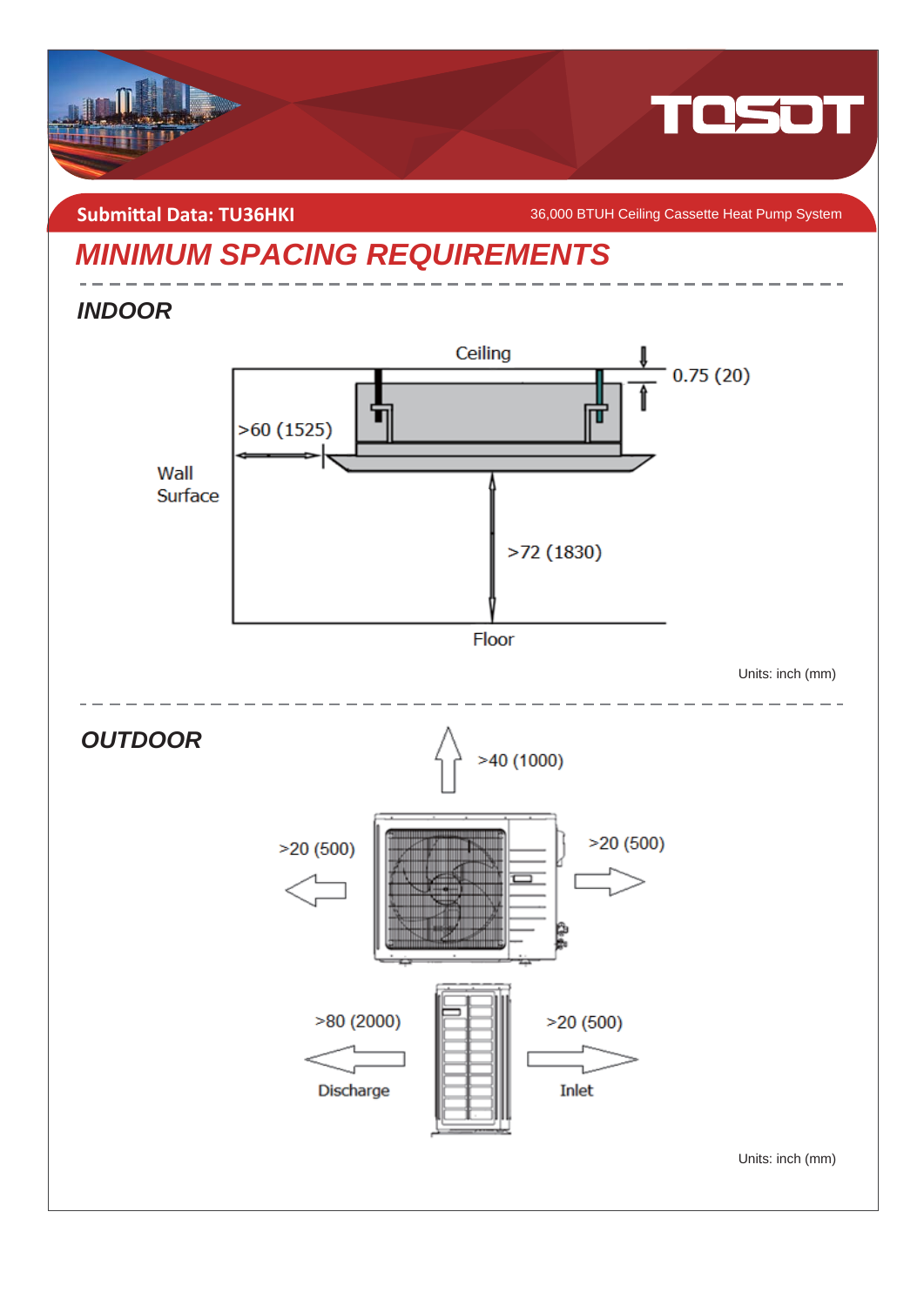Submittal Data: TU36HKI

36,000 BTUH Ceiling Cassette Heat Pump System

## MINIMUM SPACING REQUIREMENTS

### INDOOR

Ceiling

0.75 (20)

>60 (1525)

Wall Surface

>72 (1830)

Floor

Units: inch (mm)

### OUTDOOR

>40 (1000)

>20 (500)

>20 (500)

>80 (2000)

Discharge

>20 (500)

Inlet

Units: inch (mm)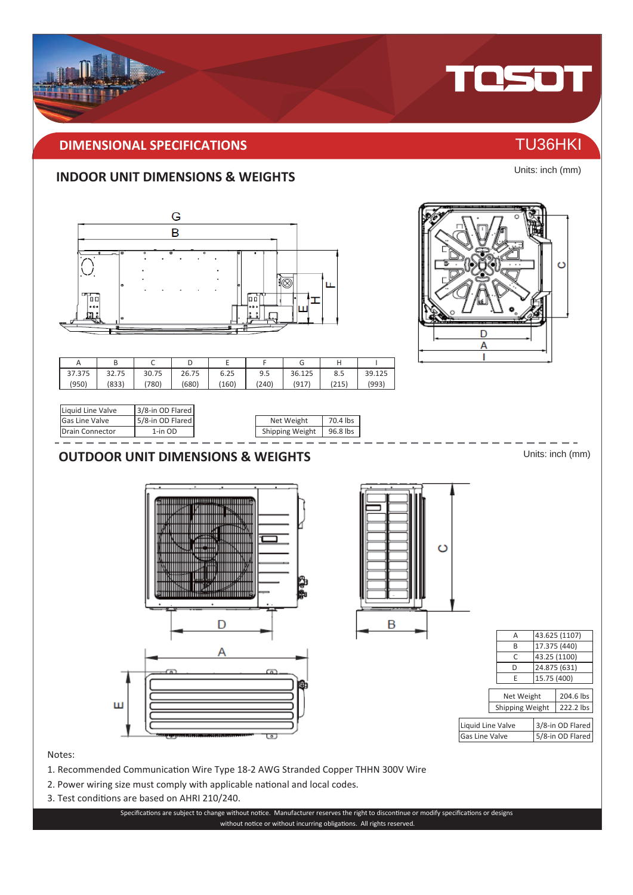## DIMENSIONAL SPECIFICATIONS

TU36HKI

### INDOOR UNIT DIMENSIONS & WEIGHTS

Units: inch (mm)

| A | B | C | D | E | F | G | H | I |
|---|---|---|---|---|---|---|---|---|
| 37.375 (950) | 32.75 (833) | 30.75 (780) | 26.75 (680) | 6.25 (160) | 9.5 (240) | 36.125 (917) | 8.5 (215) | 39.125 (993) |

| | |
|---|---|
| Liquid Line Valve | 3/8-in OD Flared |
| Gas Line Valve | 5/8-in OD Flared |
| Drain Connector | 1-in OD |

| | |
|---|---|
| Net Weight | 70.4 lbs |
| Shipping Weight | 96.8 lbs |

### OUTDOOR UNIT DIMENSIONS & WEIGHTS

Units: inch (mm)

| | |
|---|---|
| A | 43.625 (1107) |
| B | 17.375 (440) |
| C | 43.25 (1100) |
| D | 24.875 (631) |
| E | 15.75 (400) |

| | |
|---|---|
| Net Weight | 204.6 lbs |
| Shipping Weight | 222.2 lbs |

| | |
|---|---|
| Liquid Line Valve | 3/8-in OD Flared |
| Gas Line Valve | 5/8-in OD Flared |

Notes:

1. Recommended Communication Wire Type 18-2 AWG Stranded Copper THHN 300V Wire
2. Power wiring size must comply with applicable national and local codes.
3. Test conditions are based on AHRI 210/240.

Specifications are subject to change without notice. Manufacturer reserves the right to discontinue or modify specifications or designs without notice or without incurring obligations. All rights reserved.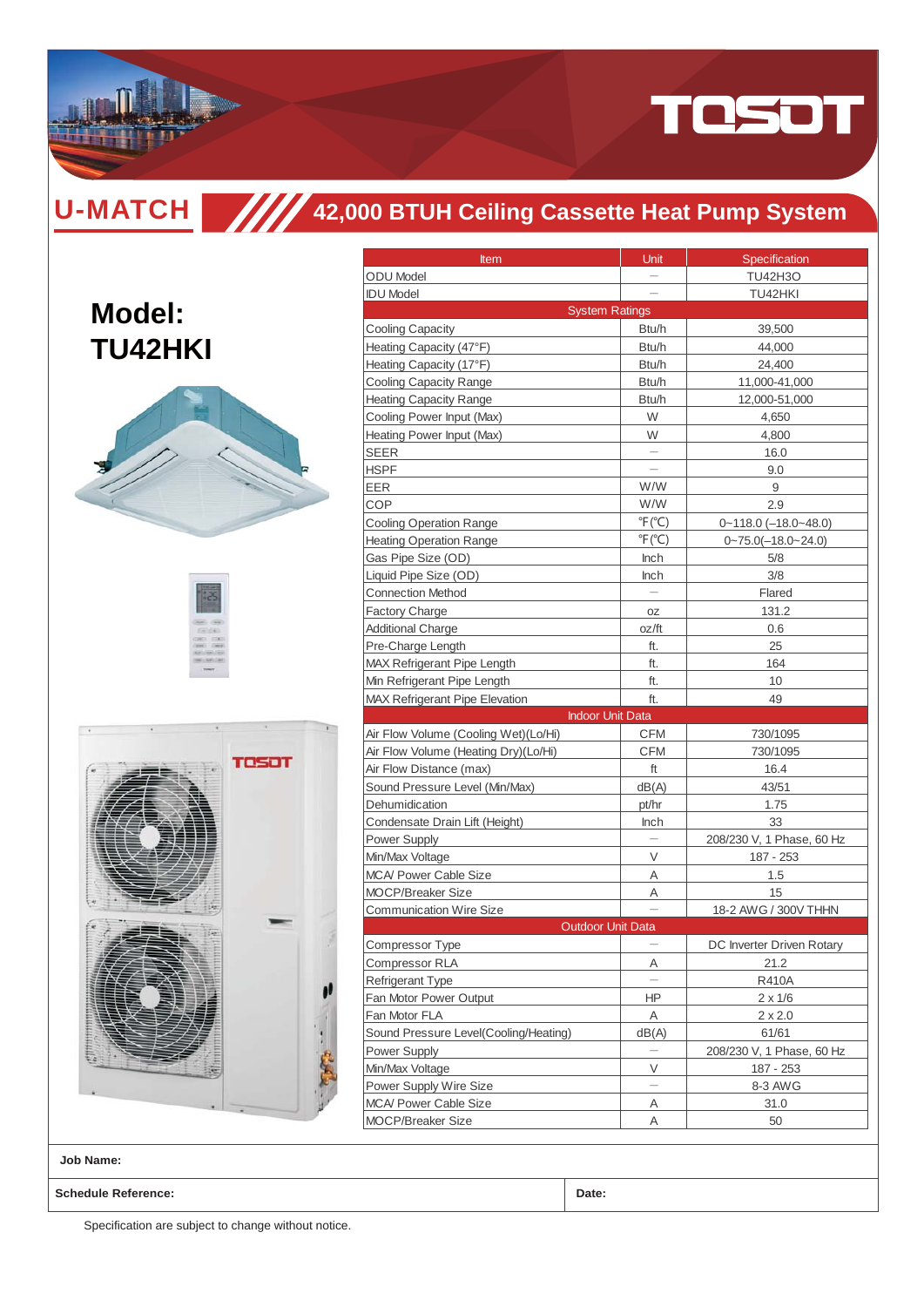# U-MATCH

## 42,000 BTUH Ceiling Cassette Heat Pump System

**Model: TU42HKI**

| Item | Unit | Specification |
|---|---|---|
| ODU Model | — | TU42H3O |
| IDU Model | — | TU42HKI |
| System Ratings | | |
| Cooling Capacity | Btu/h | 39,500 |
| Heating Capacity (47°F) | Btu/h | 44,000 |
| Heating Capacity (17°F) | Btu/h | 24,400 |
| Cooling Capacity Range | Btu/h | 11,000-41,000 |
| Heating Capacity Range | Btu/h | 12,000-51,000 |
| Cooling Power Input (Max) | W | 4,650 |
| Heating Power Input (Max) | W | 4,800 |
| SEER | — | 16.0 |
| HSPF | — | 9.0 |
| EER | W/W | 9 |
| COP | W/W | 2.9 |
| Cooling Operation Range | ℉(℃) | 0~118.0 (–18.0~48.0) |
| Heating Operation Range | ℉(℃) | 0~75.0(–18.0~24.0) |
| Gas Pipe Size (OD) | Inch | 5/8 |
| Liquid Pipe Size (OD) | Inch | 3/8 |
| Connection Method | — | Flared |
| Factory Charge | oz | 131.2 |
| Additional Charge | oz/ft | 0.6 |
| Pre-Charge Length | ft. | 25 |
| MAX Refrigerant Pipe Length | ft. | 164 |
| Min Refrigerant Pipe Length | ft. | 10 |
| MAX Refrigerant Pipe Elevation | ft. | 49 |
| Indoor Unit Data | | |
| Air Flow Volume (Cooling Wet)(Lo/Hi) | CFM | 730/1095 |
| Air Flow Volume (Heating Dry)(Lo/Hi) | CFM | 730/1095 |
| Air Flow Distance (max) | ft | 16.4 |
| Sound Pressure Level (Min/Max) | dB(A) | 43/51 |
| Dehumidication | pt/hr | 1.75 |
| Condensate Drain Lift (Height) | Inch | 33 |
| Power Supply | — | 208/230 V, 1 Phase, 60 Hz |
| Min/Max Voltage | V | 187 - 253 |
| MCA/ Power Cable Size | A | 1.5 |
| MOCP/Breaker Size | A | 15 |
| Communication Wire Size | — | 18-2 AWG / 300V THHN |
| Outdoor Unit Data | | |
| Compressor Type | — | DC Inverter Driven Rotary |
| Compressor RLA | A | 21.2 |
| Refrigerant Type | — | R410A |
| Fan Motor Power Output | HP | 2 x 1/6 |
| Fan Motor FLA | A | 2 x 2.0 |
| Sound Pressure Level(Cooling/Heating) | dB(A) | 61/61 |
| Power Supply | — | 208/230 V, 1 Phase, 60 Hz |
| Min/Max Voltage | V | 187 - 253 |
| Power Supply Wire Size | — | 8-3 AWG |
| MCA/ Power Cable Size | A | 31.0 |
| MOCP/Breaker Size | A | 50 |

**Job Name:**

**Schedule Reference:** **Date:**

Specification are subject to change without notice.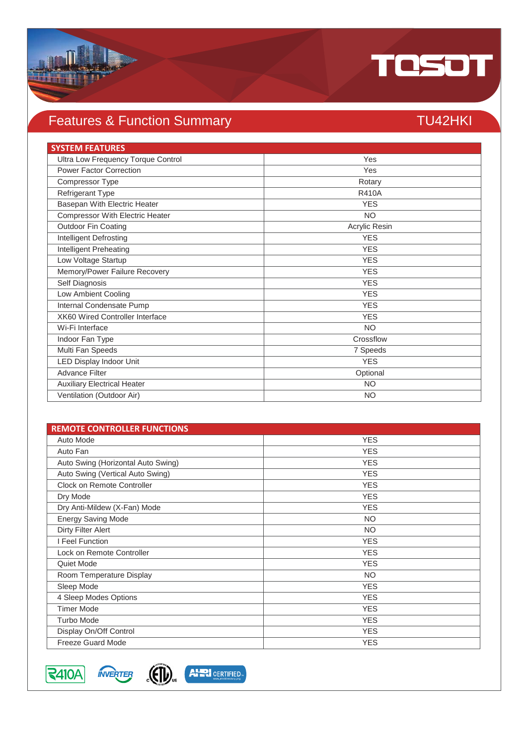# Features & Function Summary

## TU42HKI

| SYSTEM FEATURES | |
|---|---|
| Ultra Low Frequency Torque Control | Yes |
| Power Factor Correction | Yes |
| Compressor Type | Rotary |
| Refrigerant Type | R410A |
| Basepan With Electric Heater | YES |
| Compressor With Electric Heater | NO |
| Outdoor Fin Coating | Acrylic Resin |
| Intelligent Defrosting | YES |
| Intelligent Preheating | YES |
| Low Voltage Startup | YES |
| Memory/Power Failure Recovery | YES |
| Self Diagnosis | YES |
| Low Ambient Cooling | YES |
| Internal Condensate Pump | YES |
| XK60 Wired Controller Interface | YES |
| Wi-Fi Interface | NO |
| Indoor Fan Type | Crossflow |
| Multi Fan Speeds | 7 Speeds |
| LED Display Indoor Unit | YES |
| Advance Filter | Optional |
| Auxiliary Electrical Heater | NO |
| Ventilation (Outdoor Air) | NO |

| REMOTE CONTROLLER FUNCTIONS | |
|---|---|
| Auto Mode | YES |
| Auto Fan | YES |
| Auto Swing (Horizontal Auto Swing) | YES |
| Auto Swing (Vertical Auto Swing) | YES |
| Clock on Remote Controller | YES |
| Dry Mode | YES |
| Dry Anti-Mildew (X-Fan) Mode | YES |
| Energy Saving Mode | NO |
| Dirty Filter Alert | NO |
| I Feel Function | YES |
| Lock on Remote Controller | YES |
| Quiet Mode | YES |
| Room Temperature Display | NO |
| Sleep Mode | YES |
| 4 Sleep Modes Options | YES |
| Timer Mode | YES |
| Turbo Mode | YES |
| Display On/Off Control | YES |
| Freeze Guard Mode | YES |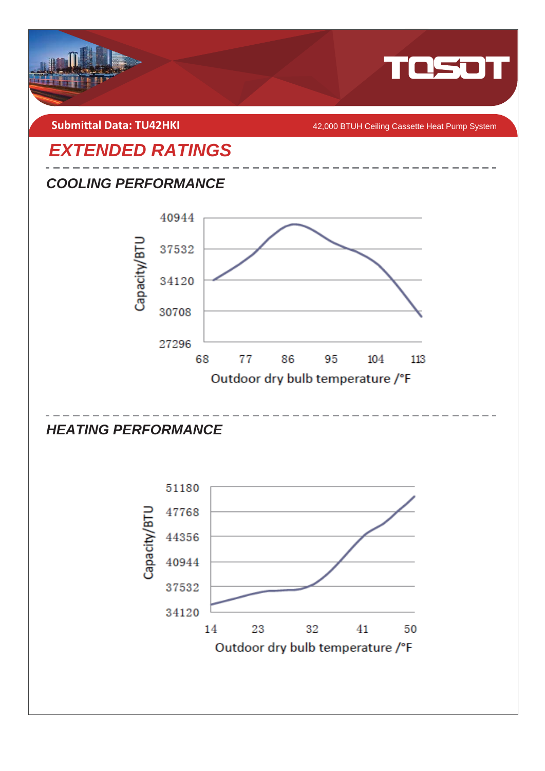Submittal Data: TU42HKI

42,000 BTUH Ceiling Cassette Heat Pump System

# EXTENDED RATINGS

## COOLING PERFORMANCE

Capacity/BTU

40944
37532
34120
30708
27296

68 77 86 95 104 113

Outdoor dry bulb temperature /°F

## HEATING PERFORMANCE

Capacity/BTU

51180
47768
44356
40944
37532
34120

14 23 32 41 50

Outdoor dry bulb temperature /°F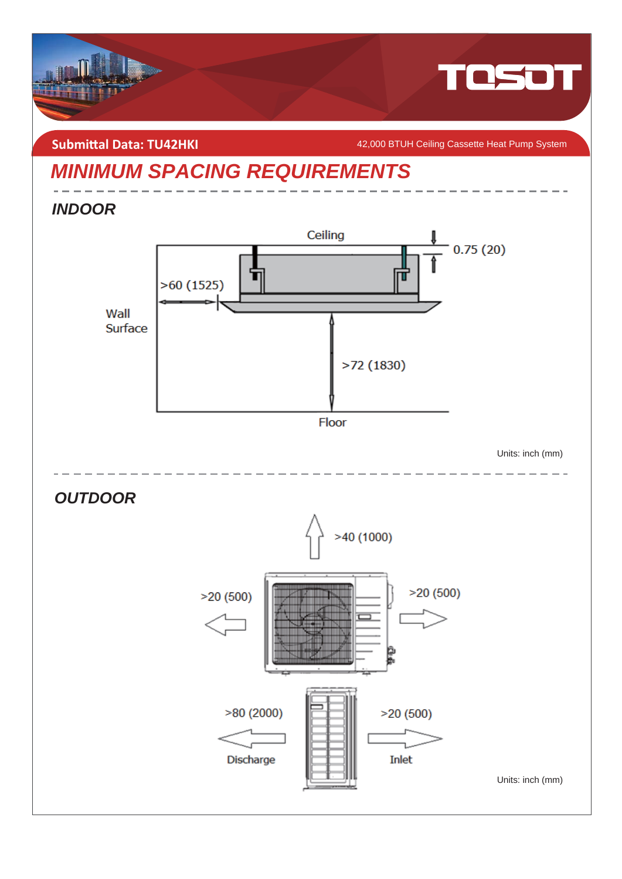Submittal Data: TU42HKI

42,000 BTUH Ceiling Cassette Heat Pump System

# MINIMUM SPACING REQUIREMENTS

## INDOOR

Ceiling

0.75 (20)

>60 (1525)

Wall Surface

>72 (1830)

Floor

Units: inch (mm)

## OUTDOOR

>40 (1000)

>20 (500)

>20 (500)

>80 (2000)

Discharge

>20 (500)

Inlet

Units: inch (mm)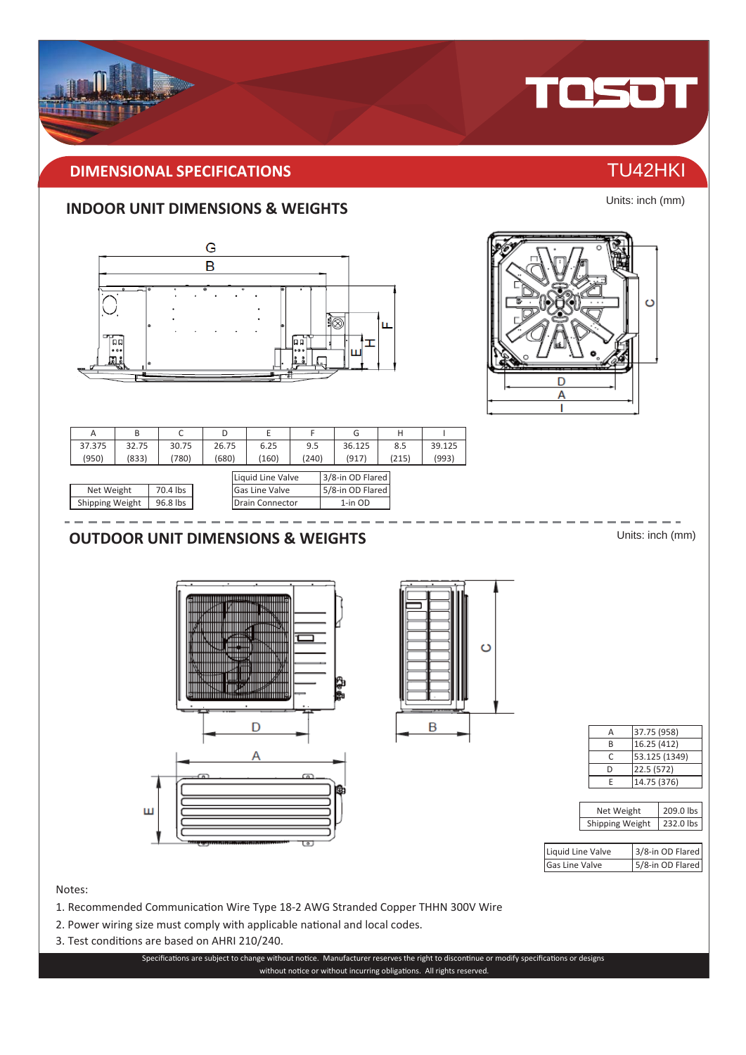## DIMENSIONAL SPECIFICATIONS

TU42HKI

### INDOOR UNIT DIMENSIONS & WEIGHTS

Units: inch (mm)

| A | B | C | D | E | F | G | H | I |
|---|---|---|---|---|---|---|---|---|
| 37.375 (950) | 32.75 (833) | 30.75 (780) | 26.75 (680) | 6.25 (160) | 9.5 (240) | 36.125 (917) | 8.5 (215) | 39.125 (993) |

| Net Weight | 70.4 lbs |
|---|---|
| Shipping Weight | 96.8 lbs |

| Liquid Line Valve | 3/8-in OD Flared |
|---|---|
| Gas Line Valve | 5/8-in OD Flared |
| Drain Connector | 1-in OD |

### OUTDOOR UNIT DIMENSIONS & WEIGHTS

Units: inch (mm)

| | |
|---|---|
| A | 37.75 (958) |
| B | 16.25 (412) |
| C | 53.125 (1349) |
| D | 22.5 (572) |
| E | 14.75 (376) |

| Net Weight | 209.0 lbs |
|---|---|
| Shipping Weight | 232.0 lbs |

| Liquid Line Valve | 3/8-in OD Flared |
|---|---|
| Gas Line Valve | 5/8-in OD Flared |

Notes:

1. Recommended Communication Wire Type 18-2 AWG Stranded Copper THHN 300V Wire
2. Power wiring size must comply with applicable national and local codes.
3. Test conditions are based on AHRI 210/240.

Specifications are subject to change without notice. Manufacturer reserves the right to discontinue or modify specifications or designs without notice or without incurring obligations. All rights reserved.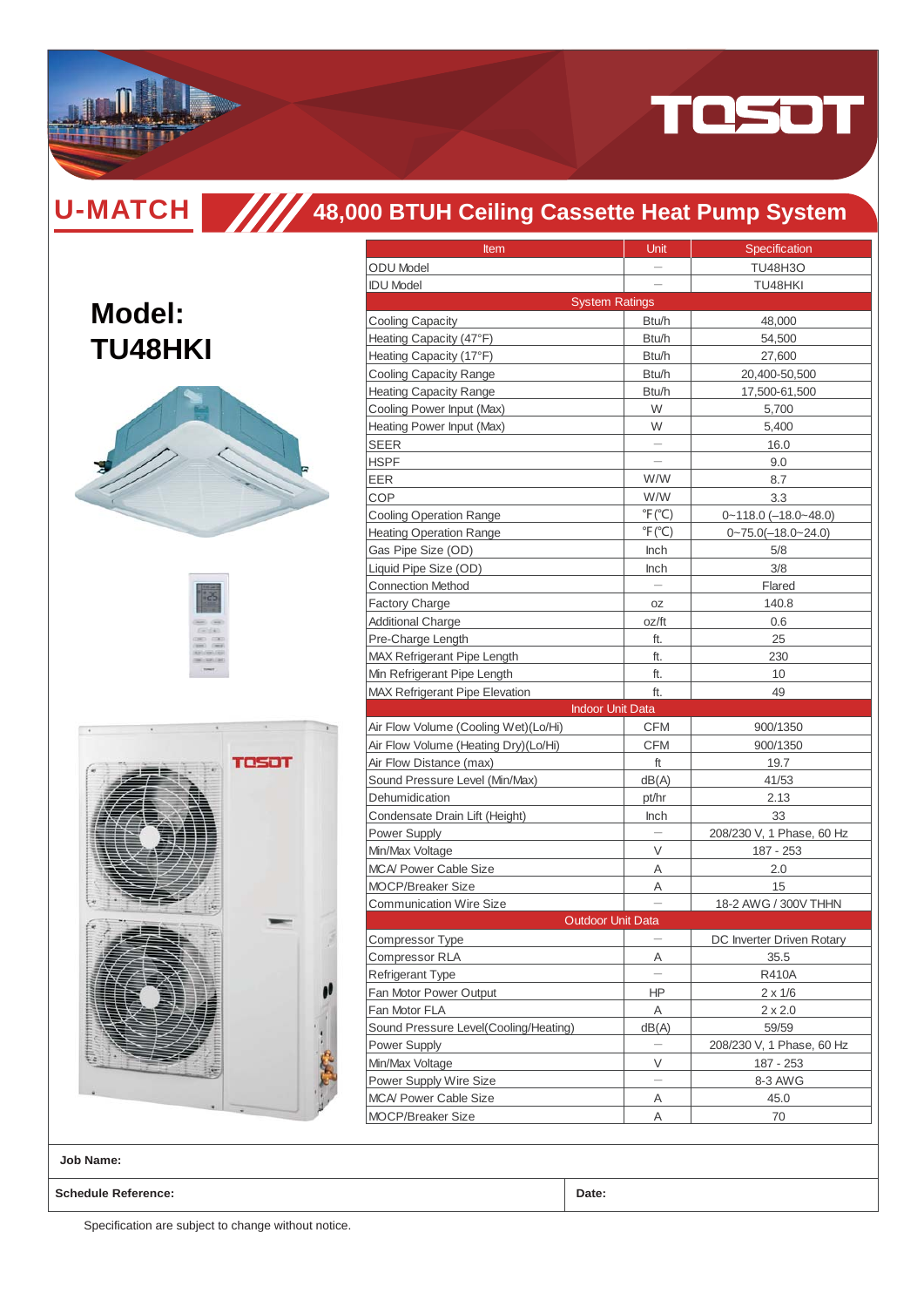TOSOT

# U-MATCH

## 48,000 BTUH Ceiling Cassette Heat Pump System

# Model: TU48HKI

| Item | Unit | Specification |
|---|---|---|
| ODU Model | — | TU48H3O |
| IDU Model | — | TU48HKI |
| System Ratings | | |
| Cooling Capacity | Btu/h | 48,000 |
| Heating Capacity (47°F) | Btu/h | 54,500 |
| Heating Capacity (17°F) | Btu/h | 27,600 |
| Cooling Capacity Range | Btu/h | 20,400-50,500 |
| Heating Capacity Range | Btu/h | 17,500-61,500 |
| Cooling Power Input (Max) | W | 5,700 |
| Heating Power Input (Max) | W | 5,400 |
| SEER | — | 16.0 |
| HSPF | — | 9.0 |
| EER | W/W | 8.7 |
| COP | W/W | 3.3 |
| Cooling Operation Range | ℉(℃) | 0~118.0 (–18.0~48.0) |
| Heating Operation Range | ℉(℃) | 0~75.0(–18.0~24.0) |
| Gas Pipe Size (OD) | Inch | 5/8 |
| Liquid Pipe Size (OD) | Inch | 3/8 |
| Connection Method | — | Flared |
| Factory Charge | oz | 140.8 |
| Additional Charge | oz/ft | 0.6 |
| Pre-Charge Length | ft. | 25 |
| MAX Refrigerant Pipe Length | ft. | 230 |
| Min Refrigerant Pipe Length | ft. | 10 |
| MAX Refrigerant Pipe Elevation | ft. | 49 |
| Indoor Unit Data | | |
| Air Flow Volume (Cooling Wet)(Lo/Hi) | CFM | 900/1350 |
| Air Flow Volume (Heating Dry)(Lo/Hi) | CFM | 900/1350 |
| Air Flow Distance (max) | ft | 19.7 |
| Sound Pressure Level (Min/Max) | dB(A) | 41/53 |
| Dehumidication | pt/hr | 2.13 |
| Condensate Drain Lift (Height) | Inch | 33 |
| Power Supply | — | 208/230 V, 1 Phase, 60 Hz |
| Min/Max Voltage | V | 187 - 253 |
| MCA/ Power Cable Size | A | 2.0 |
| MOCP/Breaker Size | A | 15 |
| Communication Wire Size | — | 18-2 AWG / 300V THHN |
| Outdoor Unit Data | | |
| Compressor Type | — | DC Inverter Driven Rotary |
| Compressor RLA | A | 35.5 |
| Refrigerant Type | — | R410A |
| Fan Motor Power Output | HP | 2 x 1/6 |
| Fan Motor FLA | A | 2 x 2.0 |
| Sound Pressure Level(Cooling/Heating) | dB(A) | 59/59 |
| Power Supply | — | 208/230 V, 1 Phase, 60 Hz |
| Min/Max Voltage | V | 187 - 253 |
| Power Supply Wire Size | — | 8-3 AWG |
| MCA/ Power Cable Size | A | 45.0 |
| MOCP/Breaker Size | A | 70 |

| Job Name: | |
|---|---|
| Schedule Reference: | Date: |

Specification are subject to change without notice.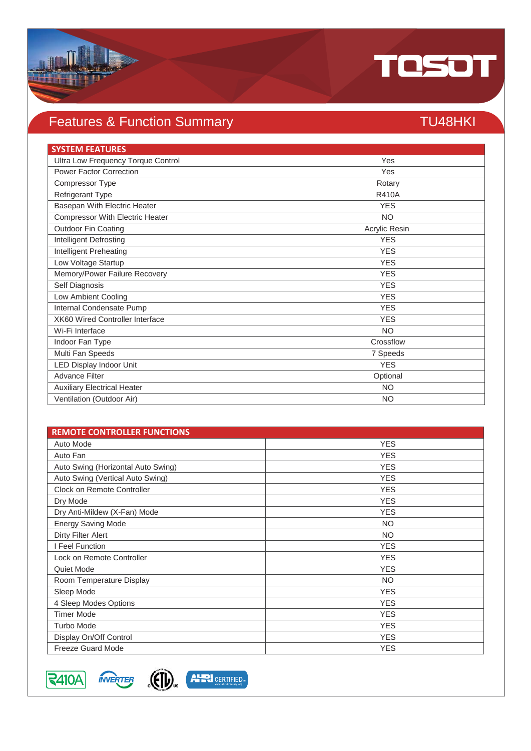# Features & Function Summary

## TU48HKI

| SYSTEM FEATURES | |
|---|---|
| Ultra Low Frequency Torque Control | Yes |
| Power Factor Correction | Yes |
| Compressor Type | Rotary |
| Refrigerant Type | R410A |
| Basepan With Electric Heater | YES |
| Compressor With Electric Heater | NO |
| Outdoor Fin Coating | Acrylic Resin |
| Intelligent Defrosting | YES |
| Intelligent Preheating | YES |
| Low Voltage Startup | YES |
| Memory/Power Failure Recovery | YES |
| Self Diagnosis | YES |
| Low Ambient Cooling | YES |
| Internal Condensate Pump | YES |
| XK60 Wired Controller Interface | YES |
| Wi-Fi Interface | NO |
| Indoor Fan Type | Crossflow |
| Multi Fan Speeds | 7 Speeds |
| LED Display Indoor Unit | YES |
| Advance Filter | Optional |
| Auxiliary Electrical Heater | NO |
| Ventilation (Outdoor Air) | NO |

| REMOTE CONTROLLER FUNCTIONS | |
|---|---|
| Auto Mode | YES |
| Auto Fan | YES |
| Auto Swing (Horizontal Auto Swing) | YES |
| Auto Swing (Vertical Auto Swing) | YES |
| Clock on Remote Controller | YES |
| Dry Mode | YES |
| Dry Anti-Mildew (X-Fan) Mode | YES |
| Energy Saving Mode | NO |
| Dirty Filter Alert | NO |
| I Feel Function | YES |
| Lock on Remote Controller | YES |
| Quiet Mode | YES |
| Room Temperature Display | NO |
| Sleep Mode | YES |
| 4 Sleep Modes Options | YES |
| Timer Mode | YES |
| Turbo Mode | YES |
| Display On/Off Control | YES |
| Freeze Guard Mode | YES |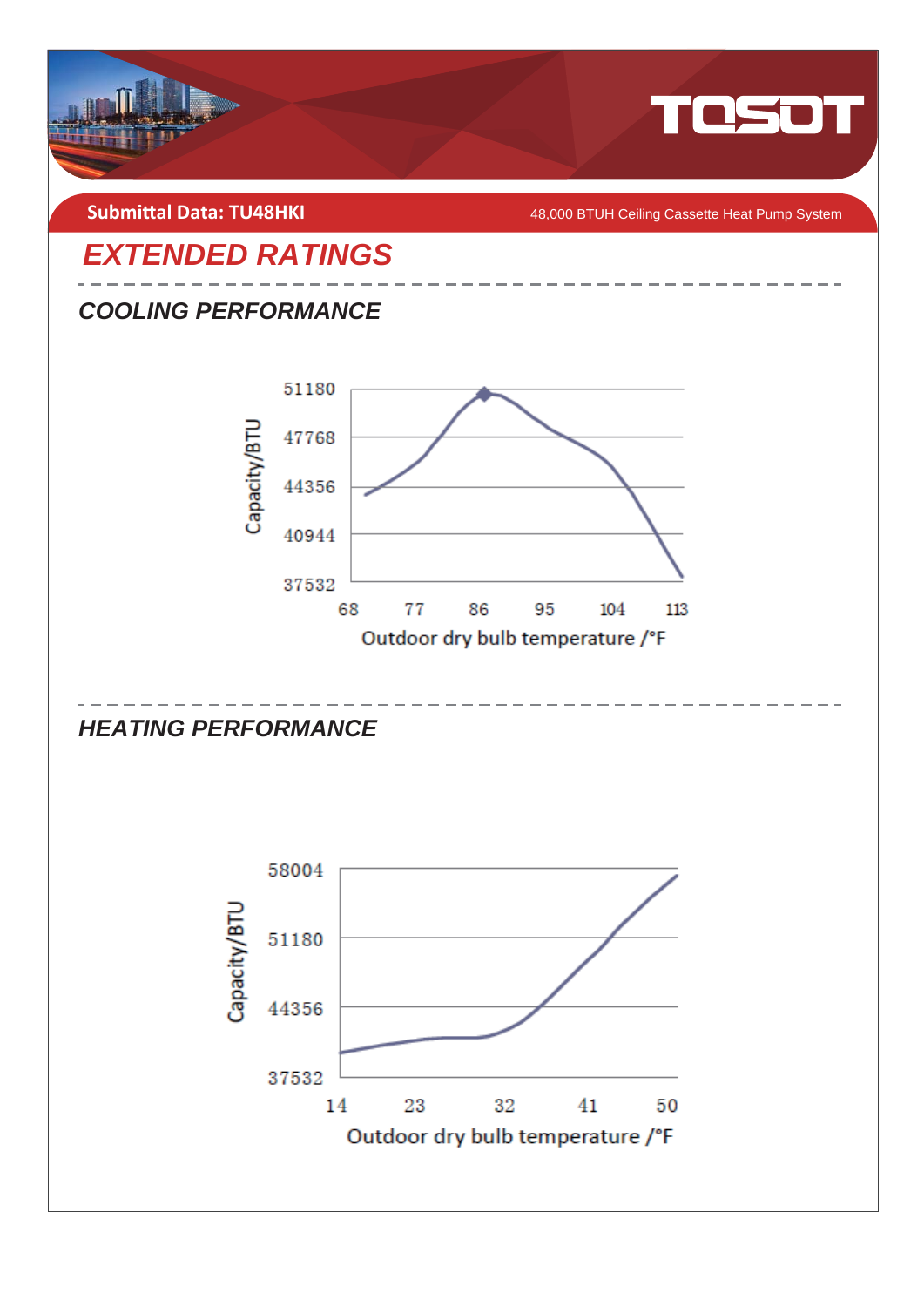Submittal Data: TU48HKI

48,000 BTUH Ceiling Cassette Heat Pump System

# EXTENDED RATINGS

## COOLING PERFORMANCE

Capacity/BTU

51180
47768
44356
40944
37532

68 77 86 95 104 113

Outdoor dry bulb temperature /°F

## HEATING PERFORMANCE

Capacity/BTU

58004
51180
44356
37532

14 23 32 41 50

Outdoor dry bulb temperature /°F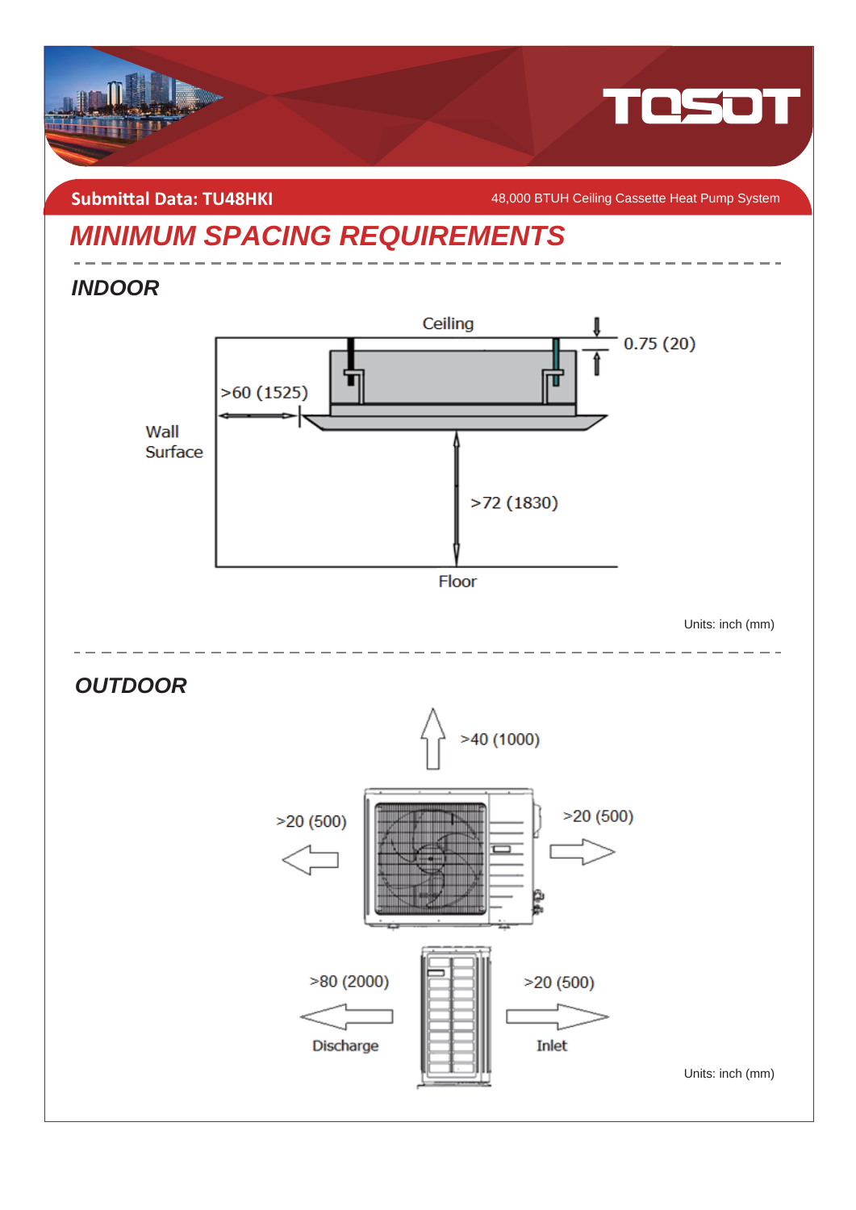**Submittal Data: TU48HKI** 48,000 BTUH Ceiling Cassette Heat Pump System

# *MINIMUM SPACING REQUIREMENTS*

## *INDOOR*

Ceiling

0.75 (20)

>60 (1525)

Wall Surface

>72 (1830)

Floor

Units: inch (mm)

## *OUTDOOR*

>40 (1000)

>20 (500)

>20 (500)

>80 (2000)

Discharge

>20 (500)

Inlet

Units: inch (mm)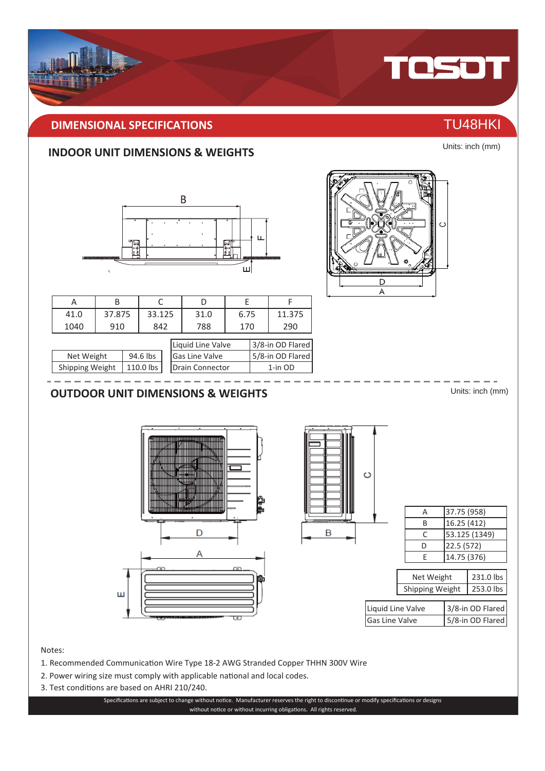## DIMENSIONAL SPECIFICATIONS

TU48HKI

### INDOOR UNIT DIMENSIONS & WEIGHTS

Units: inch (mm)

| A | B | C | D | E | F |
|---|---|---|---|---|---|
| 41.0 | 37.875 | 33.125 | 31.0 | 6.75 | 11.375 |
| 1040 | 910 | 842 | 788 | 170 | 290 |

| | |
|---|---|
| Net Weight | 94.6 lbs |
| Shipping Weight | 110.0 lbs |

| | |
|---|---|
| Liquid Line Valve | 3/8-in OD Flared |
| Gas Line Valve | 5/8-in OD Flared |
| Drain Connector | 1-in OD |

### OUTDOOR UNIT DIMENSIONS & WEIGHTS

Units: inch (mm)

| | |
|---|---|
| A | 37.75 (958) |
| B | 16.25 (412) |
| C | 53.125 (1349) |
| D | 22.5 (572) |
| E | 14.75 (376) |

| | |
|---|---|
| Net Weight | 231.0 lbs |
| Shipping Weight | 253.0 lbs |

| | |
|---|---|
| Liquid Line Valve | 3/8-in OD Flared |
| Gas Line Valve | 5/8-in OD Flared |

Notes:

1. Recommended Communication Wire Type 18-2 AWG Stranded Copper THHN 300V Wire
2. Power wiring size must comply with applicable national and local codes.
3. Test conditions are based on AHRI 210/240.

Specifications are subject to change without notice. Manufacturer reserves the right to discontinue or modify specifications or designs without notice or without incurring obligations. All rights reserved.